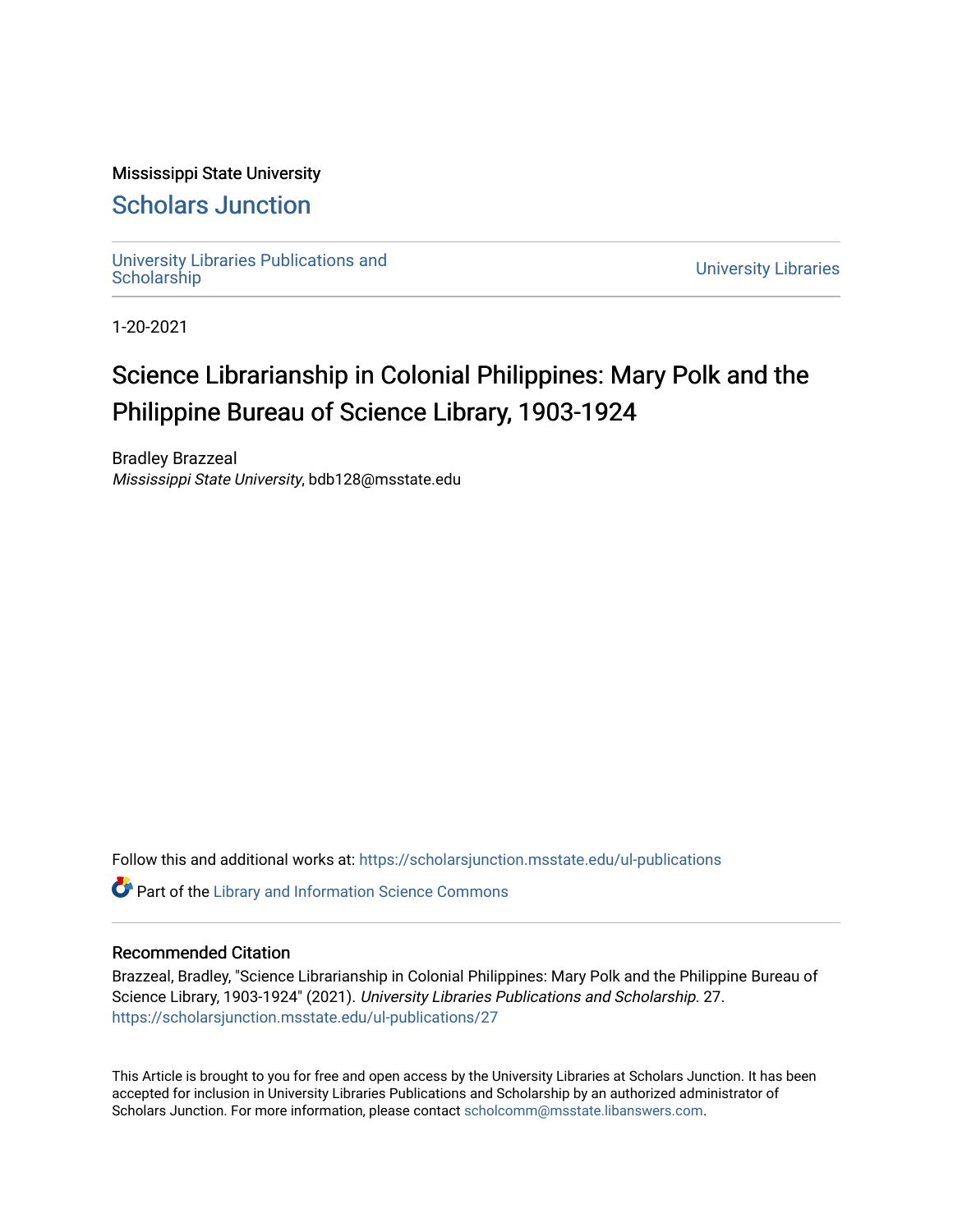Mississippi State University

# Scholars Junction

University Libraries Publications and Scholarship

University Libraries

1-20-2021

# Science Librarianship in Colonial Philippines: Mary Polk and the Philippine Bureau of Science Library, 1903-1924

Bradley Brazzeal
*Mississippi State University*, bdb128@msstate.edu

Follow this and additional works at: https://scholarsjunction.msstate.edu/ul-publications

Part of the Library and Information Science Commons

## Recommended Citation

Brazzeal, Bradley, "Science Librarianship in Colonial Philippines: Mary Polk and the Philippine Bureau of Science Library, 1903-1924" (2021). *University Libraries Publications and Scholarship*. 27.
https://scholarsjunction.msstate.edu/ul-publications/27

This Article is brought to you for free and open access by the University Libraries at Scholars Junction. It has been accepted for inclusion in University Libraries Publications and Scholarship by an authorized administrator of Scholars Junction. For more information, please contact scholcomm@msstate.libanswers.com.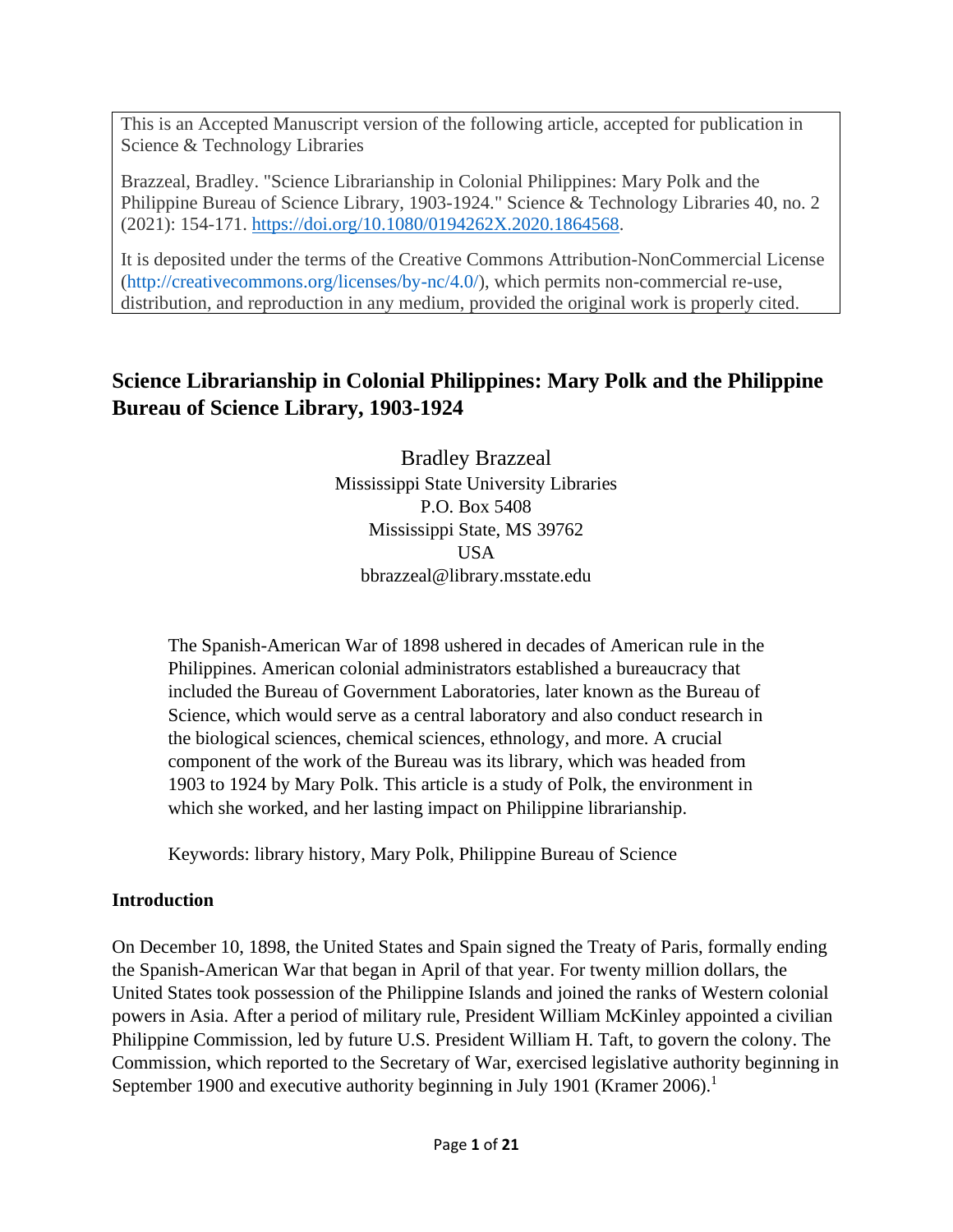This is an Accepted Manuscript version of the following article, accepted for publication in Science & Technology Libraries

Brazzeal, Bradley. "Science Librarianship in Colonial Philippines: Mary Polk and the Philippine Bureau of Science Library, 1903-1924." Science & Technology Libraries 40, no. 2 (2021): 154-171. https://doi.org/10.1080/0194262X.2020.1864568.

It is deposited under the terms of the Creative Commons Attribution-NonCommercial License (http://creativecommons.org/licenses/by-nc/4.0/), which permits non-commercial re-use, distribution, and reproduction in any medium, provided the original work is properly cited.

## Science Librarianship in Colonial Philippines: Mary Polk and the Philippine Bureau of Science Library, 1903-1924

Bradley Brazzeal
Mississippi State University Libraries
P.O. Box 5408
Mississippi State, MS 39762
USA
bbrazzeal@library.msstate.edu

> The Spanish-American War of 1898 ushered in decades of American rule in the Philippines. American colonial administrators established a bureaucracy that included the Bureau of Government Laboratories, later known as the Bureau of Science, which would serve as a central laboratory and also conduct research in the biological sciences, chemical sciences, ethnology, and more. A crucial component of the work of the Bureau was its library, which was headed from 1903 to 1924 by Mary Polk. This article is a study of Polk, the environment in which she worked, and her lasting impact on Philippine librarianship.
>
> Keywords: library history, Mary Polk, Philippine Bureau of Science

### Introduction

On December 10, 1898, the United States and Spain signed the Treaty of Paris, formally ending the Spanish-American War that began in April of that year. For twenty million dollars, the United States took possession of the Philippine Islands and joined the ranks of Western colonial powers in Asia. After a period of military rule, President William McKinley appointed a civilian Philippine Commission, led by future U.S. President William H. Taft, to govern the colony. The Commission, which reported to the Secretary of War, exercised legislative authority beginning in September 1900 and executive authority beginning in July 1901 (Kramer 2006).[1]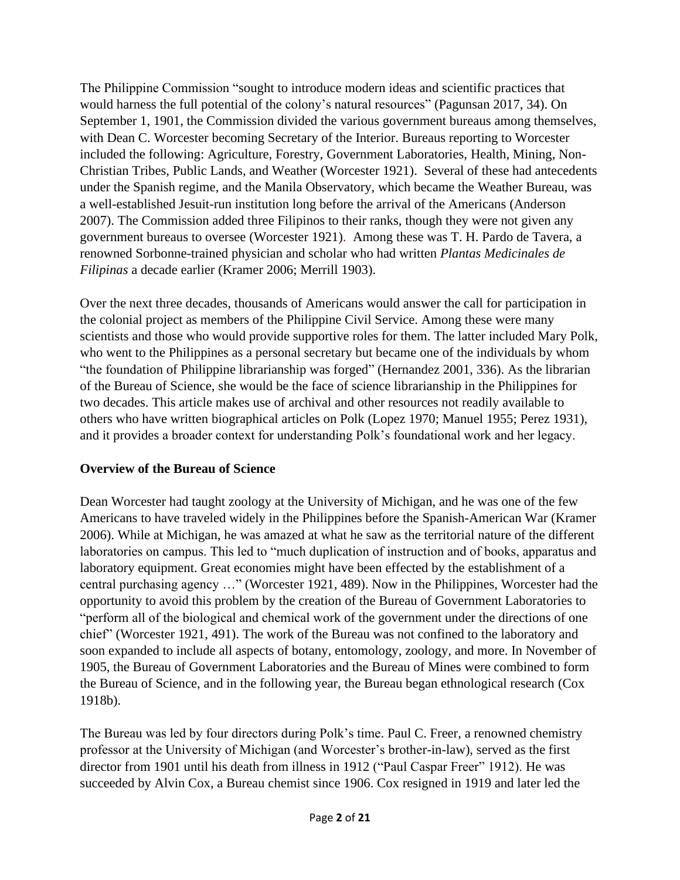The Philippine Commission "sought to introduce modern ideas and scientific practices that would harness the full potential of the colony's natural resources" (Pagunsan 2017, 34). On September 1, 1901, the Commission divided the various government bureaus among themselves, with Dean C. Worcester becoming Secretary of the Interior. Bureaus reporting to Worcester included the following: Agriculture, Forestry, Government Laboratories, Health, Mining, Non-Christian Tribes, Public Lands, and Weather (Worcester 1921). Several of these had antecedents under the Spanish regime, and the Manila Observatory, which became the Weather Bureau, was a well-established Jesuit-run institution long before the arrival of the Americans (Anderson 2007). The Commission added three Filipinos to their ranks, though they were not given any government bureaus to oversee (Worcester 1921). Among these was T. H. Pardo de Tavera, a renowned Sorbonne-trained physician and scholar who had written *Plantas Medicinales de Filipinas* a decade earlier (Kramer 2006; Merrill 1903).

Over the next three decades, thousands of Americans would answer the call for participation in the colonial project as members of the Philippine Civil Service. Among these were many scientists and those who would provide supportive roles for them. The latter included Mary Polk, who went to the Philippines as a personal secretary but became one of the individuals by whom "the foundation of Philippine librarianship was forged" (Hernandez 2001, 336). As the librarian of the Bureau of Science, she would be the face of science librarianship in the Philippines for two decades. This article makes use of archival and other resources not readily available to others who have written biographical articles on Polk (Lopez 1970; Manuel 1955; Perez 1931), and it provides a broader context for understanding Polk's foundational work and her legacy.

## Overview of the Bureau of Science

Dean Worcester had taught zoology at the University of Michigan, and he was one of the few Americans to have traveled widely in the Philippines before the Spanish-American War (Kramer 2006). While at Michigan, he was amazed at what he saw as the territorial nature of the different laboratories on campus. This led to "much duplication of instruction and of books, apparatus and laboratory equipment. Great economies might have been effected by the establishment of a central purchasing agency …" (Worcester 1921, 489). Now in the Philippines, Worcester had the opportunity to avoid this problem by the creation of the Bureau of Government Laboratories to "perform all of the biological and chemical work of the government under the directions of one chief" (Worcester 1921, 491). The work of the Bureau was not confined to the laboratory and soon expanded to include all aspects of botany, entomology, zoology, and more. In November of 1905, the Bureau of Government Laboratories and the Bureau of Mines were combined to form the Bureau of Science, and in the following year, the Bureau began ethnological research (Cox 1918b).

The Bureau was led by four directors during Polk's time. Paul C. Freer, a renowned chemistry professor at the University of Michigan (and Worcester's brother-in-law), served as the first director from 1901 until his death from illness in 1912 ("Paul Caspar Freer" 1912). He was succeeded by Alvin Cox, a Bureau chemist since 1906. Cox resigned in 1919 and later led the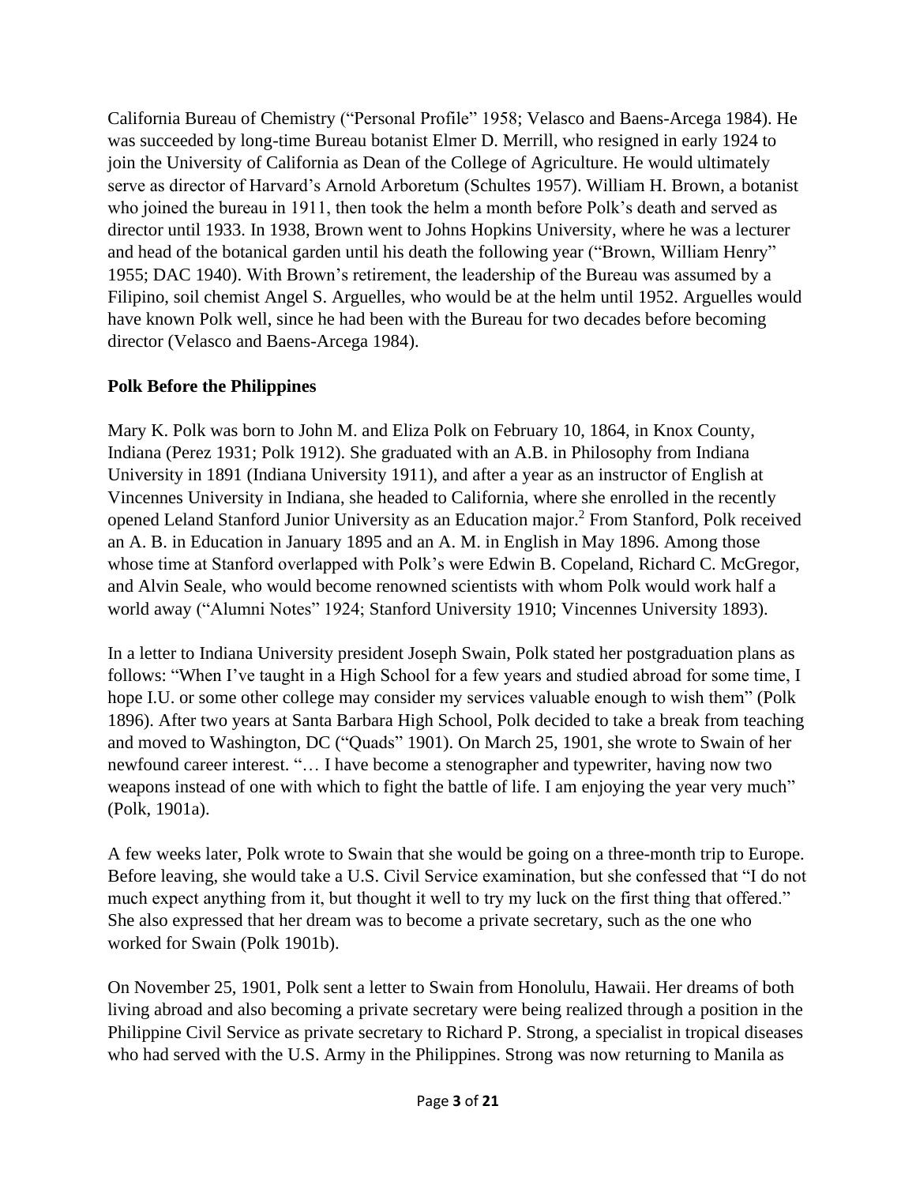California Bureau of Chemistry ("Personal Profile" 1958; Velasco and Baens-Arcega 1984). He was succeeded by long-time Bureau botanist Elmer D. Merrill, who resigned in early 1924 to join the University of California as Dean of the College of Agriculture. He would ultimately serve as director of Harvard's Arnold Arboretum (Schultes 1957). William H. Brown, a botanist who joined the bureau in 1911, then took the helm a month before Polk's death and served as director until 1933. In 1938, Brown went to Johns Hopkins University, where he was a lecturer and head of the botanical garden until his death the following year ("Brown, William Henry" 1955; DAC 1940). With Brown's retirement, the leadership of the Bureau was assumed by a Filipino, soil chemist Angel S. Arguelles, who would be at the helm until 1952. Arguelles would have known Polk well, since he had been with the Bureau for two decades before becoming director (Velasco and Baens-Arcega 1984).

**Polk Before the Philippines**

Mary K. Polk was born to John M. and Eliza Polk on February 10, 1864, in Knox County, Indiana (Perez 1931; Polk 1912). She graduated with an A.B. in Philosophy from Indiana University in 1891 (Indiana University 1911), and after a year as an instructor of English at Vincennes University in Indiana, she headed to California, where she enrolled in the recently opened Leland Stanford Junior University as an Education major.[2] From Stanford, Polk received an A. B. in Education in January 1895 and an A. M. in English in May 1896. Among those whose time at Stanford overlapped with Polk's were Edwin B. Copeland, Richard C. McGregor, and Alvin Seale, who would become renowned scientists with whom Polk would work half a world away ("Alumni Notes" 1924; Stanford University 1910; Vincennes University 1893).

In a letter to Indiana University president Joseph Swain, Polk stated her postgraduation plans as follows: "When I've taught in a High School for a few years and studied abroad for some time, I hope I.U. or some other college may consider my services valuable enough to wish them" (Polk 1896). After two years at Santa Barbara High School, Polk decided to take a break from teaching and moved to Washington, DC ("Quads" 1901). On March 25, 1901, she wrote to Swain of her newfound career interest. "… I have become a stenographer and typewriter, having now two weapons instead of one with which to fight the battle of life. I am enjoying the year very much" (Polk, 1901a).

A few weeks later, Polk wrote to Swain that she would be going on a three-month trip to Europe. Before leaving, she would take a U.S. Civil Service examination, but she confessed that "I do not much expect anything from it, but thought it well to try my luck on the first thing that offered." She also expressed that her dream was to become a private secretary, such as the one who worked for Swain (Polk 1901b).

On November 25, 1901, Polk sent a letter to Swain from Honolulu, Hawaii. Her dreams of both living abroad and also becoming a private secretary were being realized through a position in the Philippine Civil Service as private secretary to Richard P. Strong, a specialist in tropical diseases who had served with the U.S. Army in the Philippines. Strong was now returning to Manila as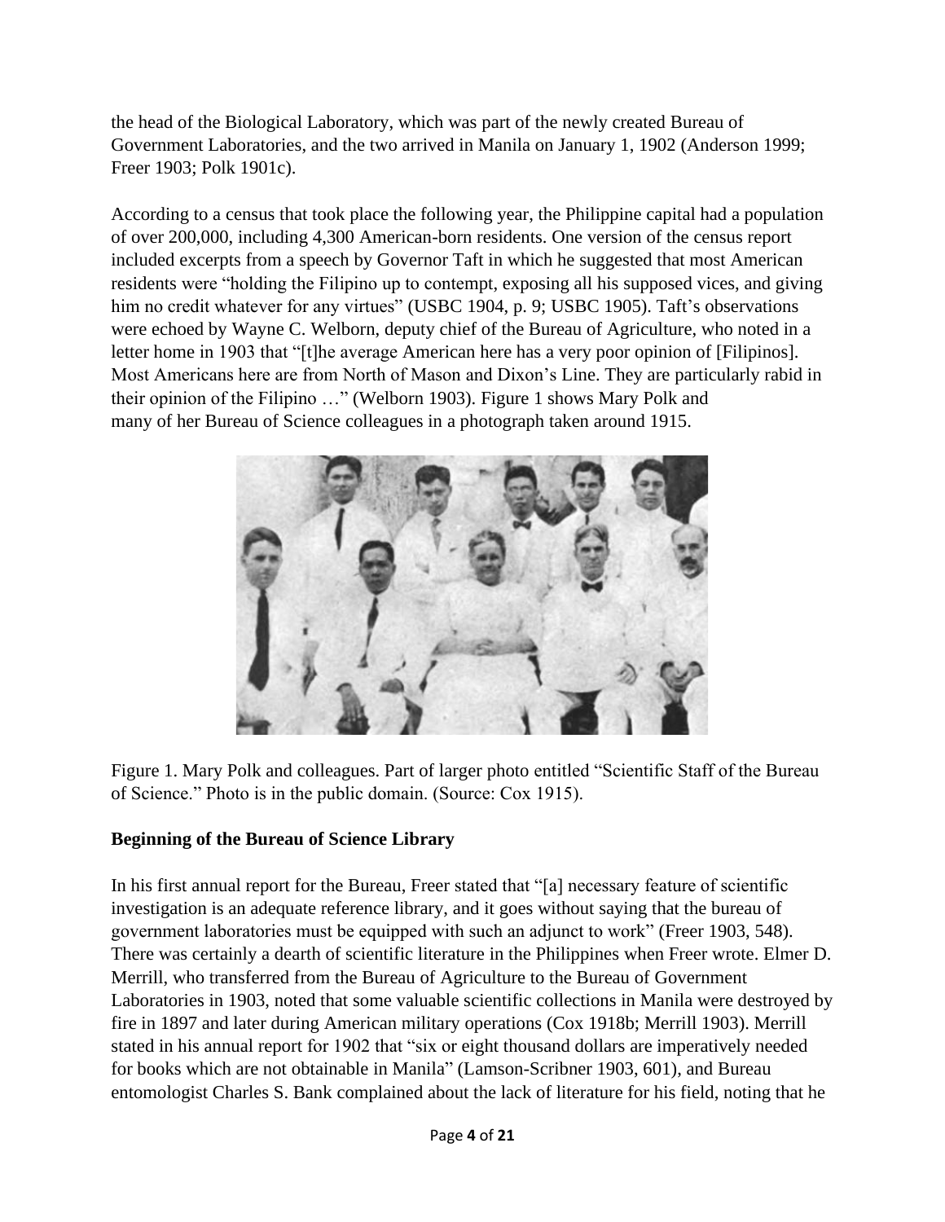the head of the Biological Laboratory, which was part of the newly created Bureau of Government Laboratories, and the two arrived in Manila on January 1, 1902 (Anderson 1999; Freer 1903; Polk 1901c).

According to a census that took place the following year, the Philippine capital had a population of over 200,000, including 4,300 American-born residents. One version of the census report included excerpts from a speech by Governor Taft in which he suggested that most American residents were "holding the Filipino up to contempt, exposing all his supposed vices, and giving him no credit whatever for any virtues" (USBC 1904, p. 9; USBC 1905). Taft's observations were echoed by Wayne C. Welborn, deputy chief of the Bureau of Agriculture, who noted in a letter home in 1903 that "[t]he average American here has a very poor opinion of [Filipinos]. Most Americans here are from North of Mason and Dixon's Line. They are particularly rabid in their opinion of the Filipino …" (Welborn 1903). Figure 1 shows Mary Polk and many of her Bureau of Science colleagues in a photograph taken around 1915.

Figure 1. Mary Polk and colleagues. Part of larger photo entitled "Scientific Staff of the Bureau of Science." Photo is in the public domain. (Source: Cox 1915).

### Beginning of the Bureau of Science Library

In his first annual report for the Bureau, Freer stated that "[a] necessary feature of scientific investigation is an adequate reference library, and it goes without saying that the bureau of government laboratories must be equipped with such an adjunct to work" (Freer 1903, 548). There was certainly a dearth of scientific literature in the Philippines when Freer wrote. Elmer D. Merrill, who transferred from the Bureau of Agriculture to the Bureau of Government Laboratories in 1903, noted that some valuable scientific collections in Manila were destroyed by fire in 1897 and later during American military operations (Cox 1918b; Merrill 1903). Merrill stated in his annual report for 1902 that "six or eight thousand dollars are imperatively needed for books which are not obtainable in Manila" (Lamson-Scribner 1903, 601), and Bureau entomologist Charles S. Bank complained about the lack of literature for his field, noting that he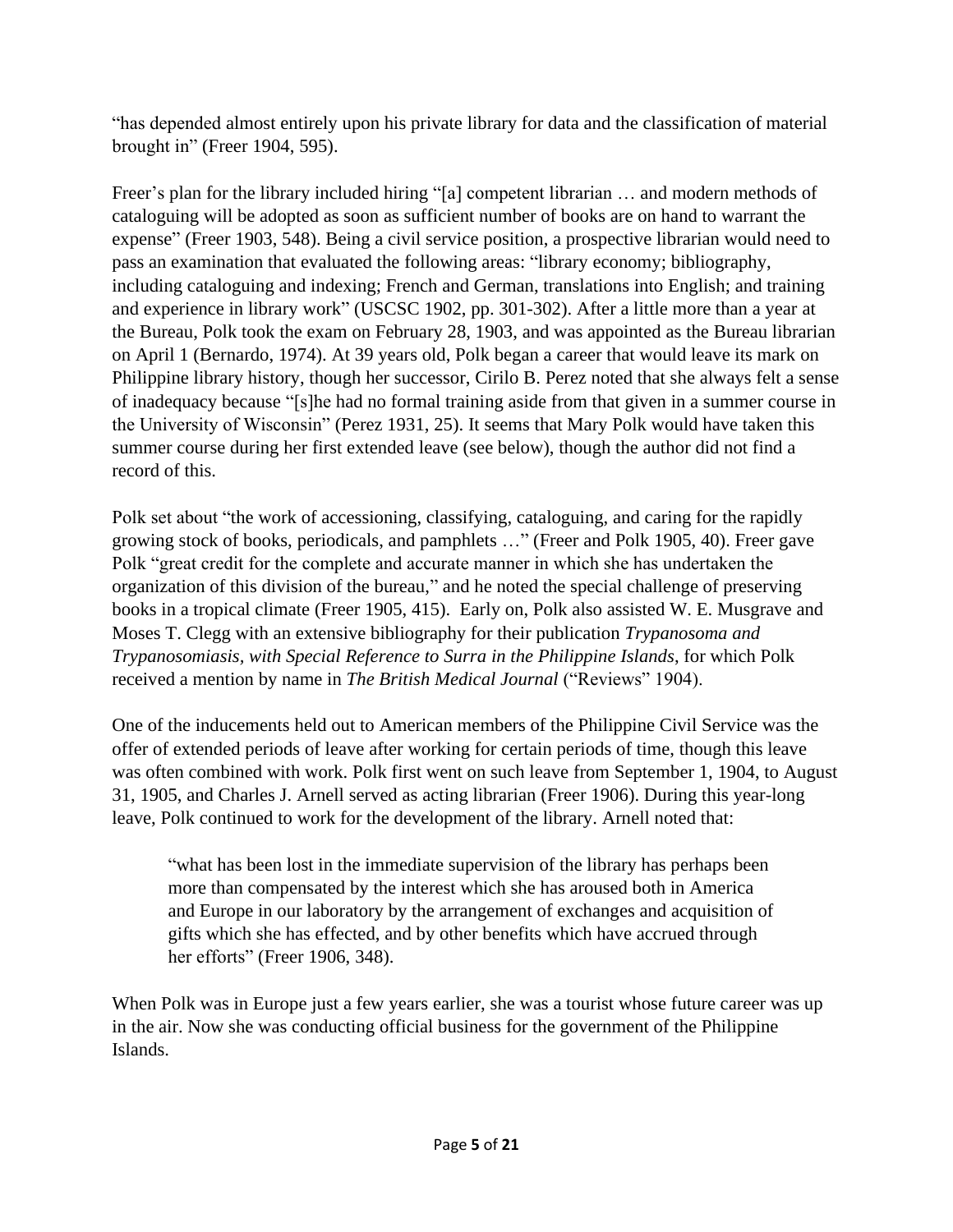"has depended almost entirely upon his private library for data and the classification of material brought in" (Freer 1904, 595).

Freer's plan for the library included hiring "[a] competent librarian … and modern methods of cataloguing will be adopted as soon as sufficient number of books are on hand to warrant the expense" (Freer 1903, 548). Being a civil service position, a prospective librarian would need to pass an examination that evaluated the following areas: "library economy; bibliography, including cataloguing and indexing; French and German, translations into English; and training and experience in library work" (USCSC 1902, pp. 301-302). After a little more than a year at the Bureau, Polk took the exam on February 28, 1903, and was appointed as the Bureau librarian on April 1 (Bernardo, 1974). At 39 years old, Polk began a career that would leave its mark on Philippine library history, though her successor, Cirilo B. Perez noted that she always felt a sense of inadequacy because "[s]he had no formal training aside from that given in a summer course in the University of Wisconsin" (Perez 1931, 25). It seems that Mary Polk would have taken this summer course during her first extended leave (see below), though the author did not find a record of this.

Polk set about "the work of accessioning, classifying, cataloguing, and caring for the rapidly growing stock of books, periodicals, and pamphlets …" (Freer and Polk 1905, 40). Freer gave Polk "great credit for the complete and accurate manner in which she has undertaken the organization of this division of the bureau," and he noted the special challenge of preserving books in a tropical climate (Freer 1905, 415). Early on, Polk also assisted W. E. Musgrave and Moses T. Clegg with an extensive bibliography for their publication *Trypanosoma and Trypanosomiasis, with Special Reference to Surra in the Philippine Islands*, for which Polk received a mention by name in *The British Medical Journal* ("Reviews" 1904).

One of the inducements held out to American members of the Philippine Civil Service was the offer of extended periods of leave after working for certain periods of time, though this leave was often combined with work. Polk first went on such leave from September 1, 1904, to August 31, 1905, and Charles J. Arnell served as acting librarian (Freer 1906). During this year-long leave, Polk continued to work for the development of the library. Arnell noted that:

> "what has been lost in the immediate supervision of the library has perhaps been more than compensated by the interest which she has aroused both in America and Europe in our laboratory by the arrangement of exchanges and acquisition of gifts which she has effected, and by other benefits which have accrued through her efforts" (Freer 1906, 348).

When Polk was in Europe just a few years earlier, she was a tourist whose future career was up in the air. Now she was conducting official business for the government of the Philippine Islands.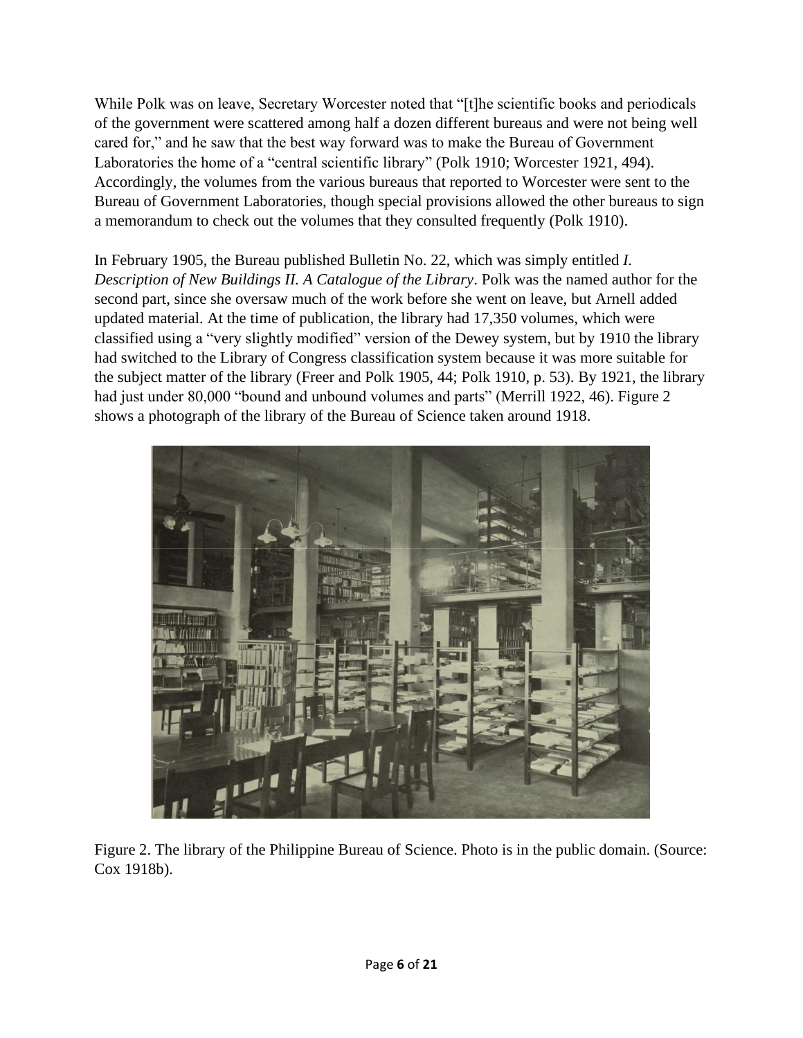While Polk was on leave, Secretary Worcester noted that "[t]he scientific books and periodicals of the government were scattered among half a dozen different bureaus and were not being well cared for," and he saw that the best way forward was to make the Bureau of Government Laboratories the home of a "central scientific library" (Polk 1910; Worcester 1921, 494). Accordingly, the volumes from the various bureaus that reported to Worcester were sent to the Bureau of Government Laboratories, though special provisions allowed the other bureaus to sign a memorandum to check out the volumes that they consulted frequently (Polk 1910).

In February 1905, the Bureau published Bulletin No. 22, which was simply entitled *I. Description of New Buildings II. A Catalogue of the Library*. Polk was the named author for the second part, since she oversaw much of the work before she went on leave, but Arnell added updated material. At the time of publication, the library had 17,350 volumes, which were classified using a "very slightly modified" version of the Dewey system, but by 1910 the library had switched to the Library of Congress classification system because it was more suitable for the subject matter of the library (Freer and Polk 1905, 44; Polk 1910, p. 53). By 1921, the library had just under 80,000 "bound and unbound volumes and parts" (Merrill 1922, 46). Figure 2 shows a photograph of the library of the Bureau of Science taken around 1918.

Figure 2. The library of the Philippine Bureau of Science. Photo is in the public domain. (Source: Cox 1918b).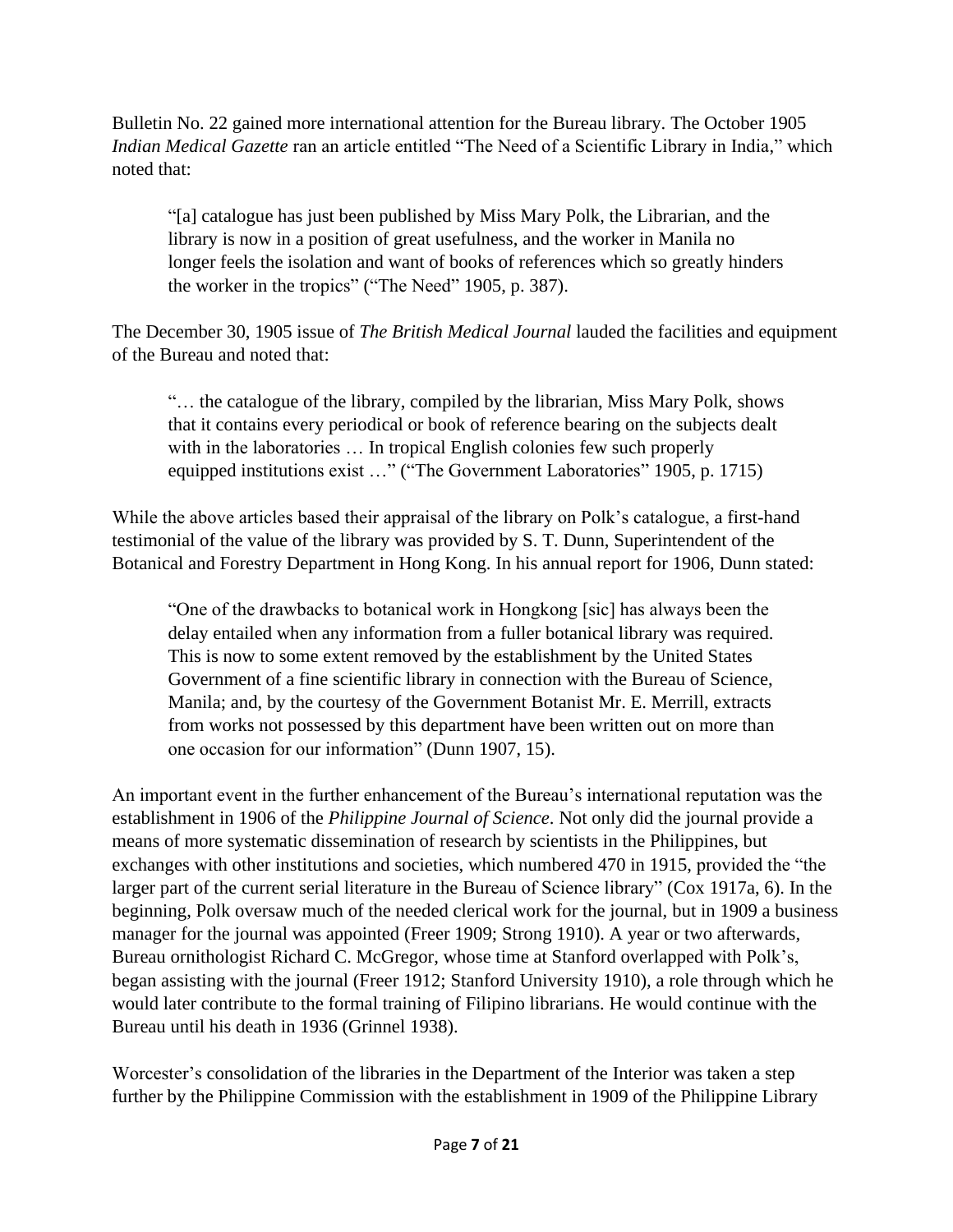Bulletin No. 22 gained more international attention for the Bureau library. The October 1905 *Indian Medical Gazette* ran an article entitled "The Need of a Scientific Library in India," which noted that:

> "[a] catalogue has just been published by Miss Mary Polk, the Librarian, and the library is now in a position of great usefulness, and the worker in Manila no longer feels the isolation and want of books of references which so greatly hinders the worker in the tropics" ("The Need" 1905, p. 387).

The December 30, 1905 issue of *The British Medical Journal* lauded the facilities and equipment of the Bureau and noted that:

> "… the catalogue of the library, compiled by the librarian, Miss Mary Polk, shows that it contains every periodical or book of reference bearing on the subjects dealt with in the laboratories … In tropical English colonies few such properly equipped institutions exist …" ("The Government Laboratories" 1905, p. 1715)

While the above articles based their appraisal of the library on Polk's catalogue, a first-hand testimonial of the value of the library was provided by S. T. Dunn, Superintendent of the Botanical and Forestry Department in Hong Kong. In his annual report for 1906, Dunn stated:

> "One of the drawbacks to botanical work in Hongkong [sic] has always been the delay entailed when any information from a fuller botanical library was required. This is now to some extent removed by the establishment by the United States Government of a fine scientific library in connection with the Bureau of Science, Manila; and, by the courtesy of the Government Botanist Mr. E. Merrill, extracts from works not possessed by this department have been written out on more than one occasion for our information" (Dunn 1907, 15).

An important event in the further enhancement of the Bureau's international reputation was the establishment in 1906 of the *Philippine Journal of Science*. Not only did the journal provide a means of more systematic dissemination of research by scientists in the Philippines, but exchanges with other institutions and societies, which numbered 470 in 1915, provided the "the larger part of the current serial literature in the Bureau of Science library" (Cox 1917a, 6). In the beginning, Polk oversaw much of the needed clerical work for the journal, but in 1909 a business manager for the journal was appointed (Freer 1909; Strong 1910). A year or two afterwards, Bureau ornithologist Richard C. McGregor, whose time at Stanford overlapped with Polk's, began assisting with the journal (Freer 1912; Stanford University 1910), a role through which he would later contribute to the formal training of Filipino librarians. He would continue with the Bureau until his death in 1936 (Grinnel 1938).

Worcester's consolidation of the libraries in the Department of the Interior was taken a step further by the Philippine Commission with the establishment in 1909 of the Philippine Library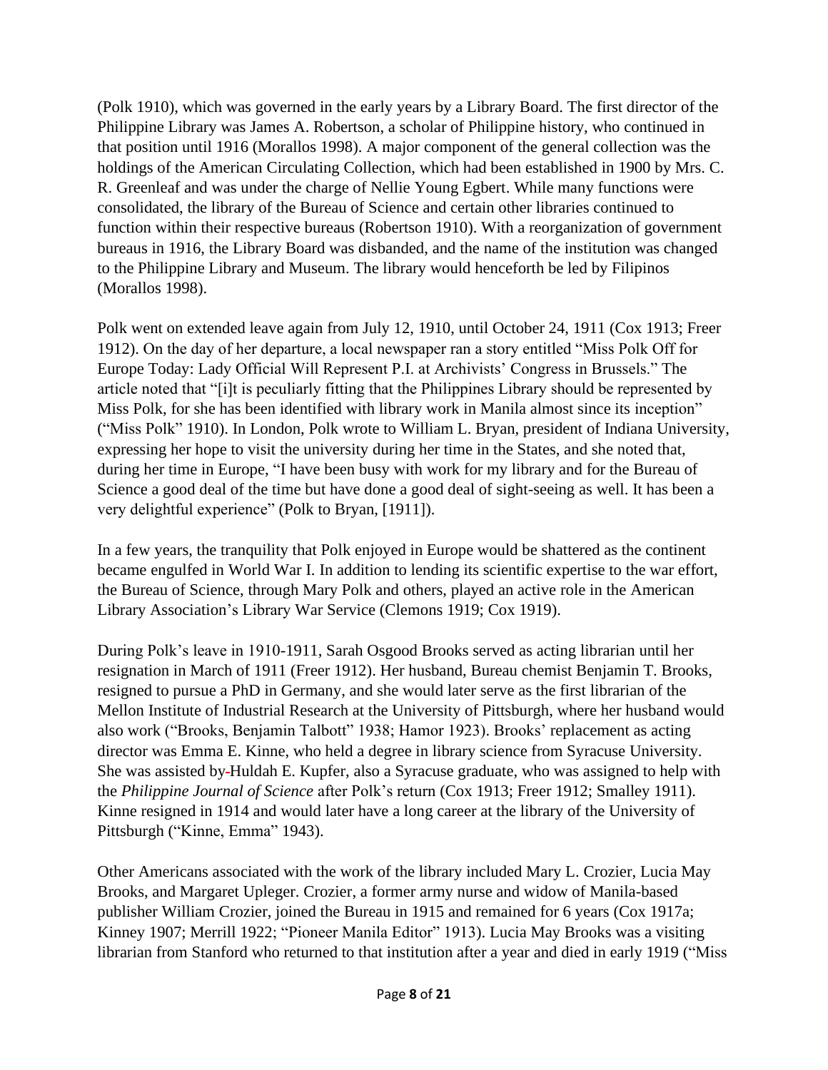(Polk 1910), which was governed in the early years by a Library Board. The first director of the Philippine Library was James A. Robertson, a scholar of Philippine history, who continued in that position until 1916 (Morallos 1998). A major component of the general collection was the holdings of the American Circulating Collection, which had been established in 1900 by Mrs. C. R. Greenleaf and was under the charge of Nellie Young Egbert. While many functions were consolidated, the library of the Bureau of Science and certain other libraries continued to function within their respective bureaus (Robertson 1910). With a reorganization of government bureaus in 1916, the Library Board was disbanded, and the name of the institution was changed to the Philippine Library and Museum. The library would henceforth be led by Filipinos (Morallos 1998).

Polk went on extended leave again from July 12, 1910, until October 24, 1911 (Cox 1913; Freer 1912). On the day of her departure, a local newspaper ran a story entitled "Miss Polk Off for Europe Today: Lady Official Will Represent P.I. at Archivists' Congress in Brussels." The article noted that "[i]t is peculiarly fitting that the Philippines Library should be represented by Miss Polk, for she has been identified with library work in Manila almost since its inception" ("Miss Polk" 1910). In London, Polk wrote to William L. Bryan, president of Indiana University, expressing her hope to visit the university during her time in the States, and she noted that, during her time in Europe, "I have been busy with work for my library and for the Bureau of Science a good deal of the time but have done a good deal of sight-seeing as well. It has been a very delightful experience" (Polk to Bryan, [1911]).

In a few years, the tranquility that Polk enjoyed in Europe would be shattered as the continent became engulfed in World War I. In addition to lending its scientific expertise to the war effort, the Bureau of Science, through Mary Polk and others, played an active role in the American Library Association's Library War Service (Clemons 1919; Cox 1919).

During Polk's leave in 1910-1911, Sarah Osgood Brooks served as acting librarian until her resignation in March of 1911 (Freer 1912). Her husband, Bureau chemist Benjamin T. Brooks, resigned to pursue a PhD in Germany, and she would later serve as the first librarian of the Mellon Institute of Industrial Research at the University of Pittsburgh, where her husband would also work ("Brooks, Benjamin Talbott" 1938; Hamor 1923). Brooks' replacement as acting director was Emma E. Kinne, who held a degree in library science from Syracuse University. She was assisted by Huldah E. Kupfer, also a Syracuse graduate, who was assigned to help with the *Philippine Journal of Science* after Polk's return (Cox 1913; Freer 1912; Smalley 1911). Kinne resigned in 1914 and would later have a long career at the library of the University of Pittsburgh ("Kinne, Emma" 1943).

Other Americans associated with the work of the library included Mary L. Crozier, Lucia May Brooks, and Margaret Upleger. Crozier, a former army nurse and widow of Manila-based publisher William Crozier, joined the Bureau in 1915 and remained for 6 years (Cox 1917a; Kinney 1907; Merrill 1922; "Pioneer Manila Editor" 1913). Lucia May Brooks was a visiting librarian from Stanford who returned to that institution after a year and died in early 1919 ("Miss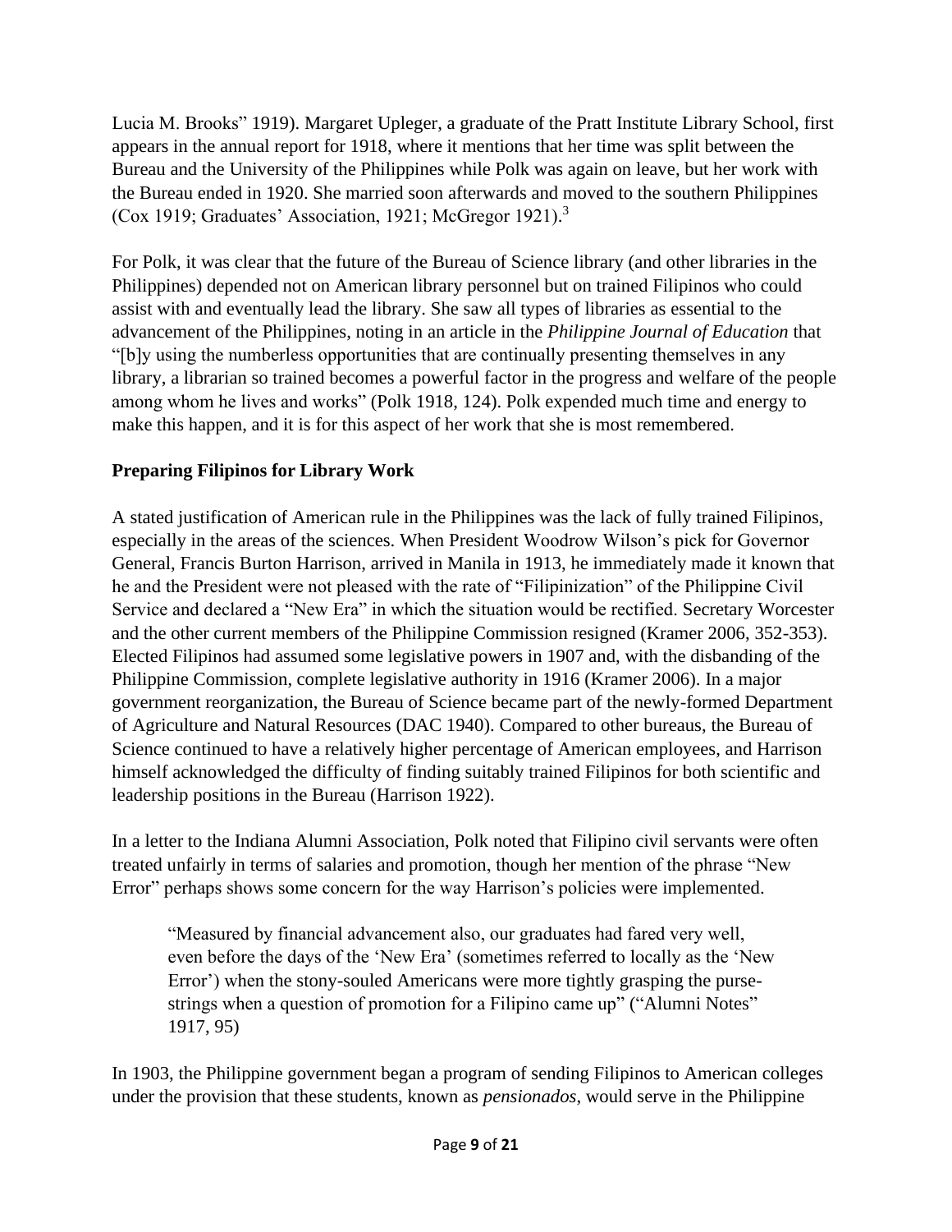Lucia M. Brooks" 1919). Margaret Upleger, a graduate of the Pratt Institute Library School, first appears in the annual report for 1918, where it mentions that her time was split between the Bureau and the University of the Philippines while Polk was again on leave, but her work with the Bureau ended in 1920. She married soon afterwards and moved to the southern Philippines (Cox 1919; Graduates' Association, 1921; McGregor 1921).[3]

For Polk, it was clear that the future of the Bureau of Science library (and other libraries in the Philippines) depended not on American library personnel but on trained Filipinos who could assist with and eventually lead the library. She saw all types of libraries as essential to the advancement of the Philippines, noting in an article in the *Philippine Journal of Education* that "[b]y using the numberless opportunities that are continually presenting themselves in any library, a librarian so trained becomes a powerful factor in the progress and welfare of the people among whom he lives and works" (Polk 1918, 124). Polk expended much time and energy to make this happen, and it is for this aspect of her work that she is most remembered.

## Preparing Filipinos for Library Work

A stated justification of American rule in the Philippines was the lack of fully trained Filipinos, especially in the areas of the sciences. When President Woodrow Wilson's pick for Governor General, Francis Burton Harrison, arrived in Manila in 1913, he immediately made it known that he and the President were not pleased with the rate of "Filipinization" of the Philippine Civil Service and declared a "New Era" in which the situation would be rectified. Secretary Worcester and the other current members of the Philippine Commission resigned (Kramer 2006, 352-353). Elected Filipinos had assumed some legislative powers in 1907 and, with the disbanding of the Philippine Commission, complete legislative authority in 1916 (Kramer 2006). In a major government reorganization, the Bureau of Science became part of the newly-formed Department of Agriculture and Natural Resources (DAC 1940). Compared to other bureaus, the Bureau of Science continued to have a relatively higher percentage of American employees, and Harrison himself acknowledged the difficulty of finding suitably trained Filipinos for both scientific and leadership positions in the Bureau (Harrison 1922).

In a letter to the Indiana Alumni Association, Polk noted that Filipino civil servants were often treated unfairly in terms of salaries and promotion, though her mention of the phrase "New Error" perhaps shows some concern for the way Harrison's policies were implemented.

> "Measured by financial advancement also, our graduates had fared very well, even before the days of the 'New Era' (sometimes referred to locally as the 'New Error') when the stony-souled Americans were more tightly grasping the purse-strings when a question of promotion for a Filipino came up" ("Alumni Notes" 1917, 95)

In 1903, the Philippine government began a program of sending Filipinos to American colleges under the provision that these students, known as *pensionados*, would serve in the Philippine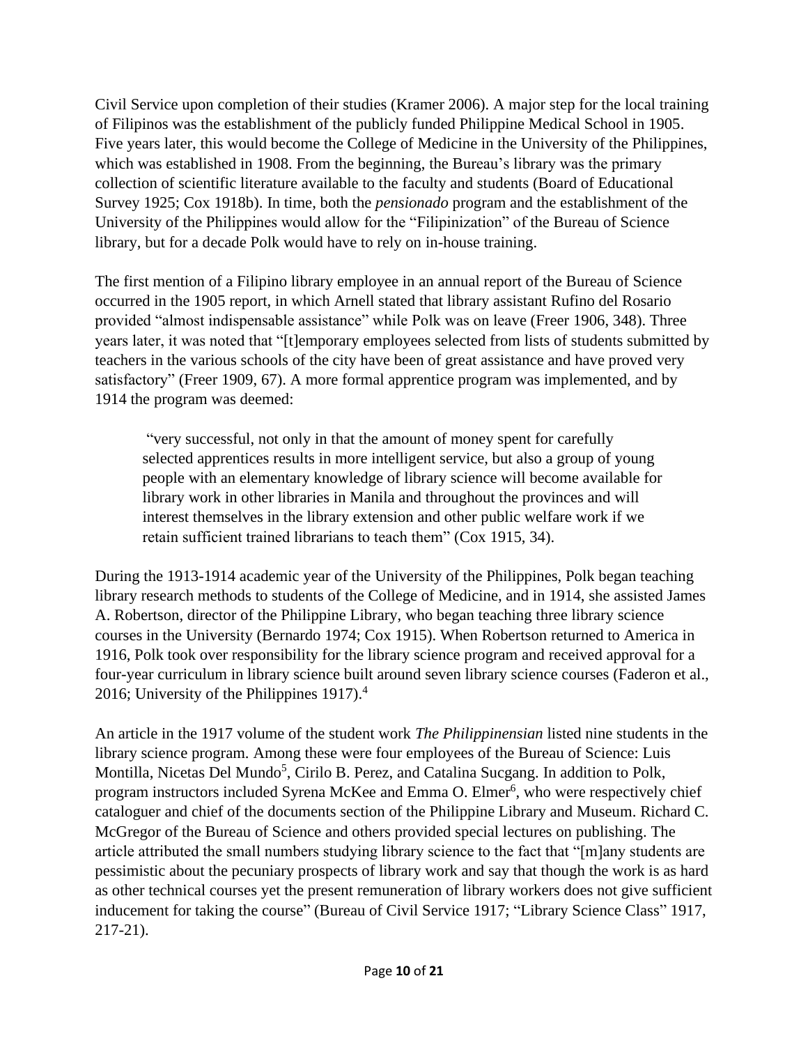Civil Service upon completion of their studies (Kramer 2006). A major step for the local training of Filipinos was the establishment of the publicly funded Philippine Medical School in 1905. Five years later, this would become the College of Medicine in the University of the Philippines, which was established in 1908. From the beginning, the Bureau's library was the primary collection of scientific literature available to the faculty and students (Board of Educational Survey 1925; Cox 1918b). In time, both the *pensionado* program and the establishment of the University of the Philippines would allow for the "Filipinization" of the Bureau of Science library, but for a decade Polk would have to rely on in-house training.

The first mention of a Filipino library employee in an annual report of the Bureau of Science occurred in the 1905 report, in which Arnell stated that library assistant Rufino del Rosario provided "almost indispensable assistance" while Polk was on leave (Freer 1906, 348). Three years later, it was noted that "[t]emporary employees selected from lists of students submitted by teachers in the various schools of the city have been of great assistance and have proved very satisfactory" (Freer 1909, 67). A more formal apprentice program was implemented, and by 1914 the program was deemed:

> "very successful, not only in that the amount of money spent for carefully selected apprentices results in more intelligent service, but also a group of young people with an elementary knowledge of library science will become available for library work in other libraries in Manila and throughout the provinces and will interest themselves in the library extension and other public welfare work if we retain sufficient trained librarians to teach them" (Cox 1915, 34).

During the 1913-1914 academic year of the University of the Philippines, Polk began teaching library research methods to students of the College of Medicine, and in 1914, she assisted James A. Robertson, director of the Philippine Library, who began teaching three library science courses in the University (Bernardo 1974; Cox 1915). When Robertson returned to America in 1916, Polk took over responsibility for the library science program and received approval for a four-year curriculum in library science built around seven library science courses (Faderon et al., 2016; University of the Philippines 1917).[4]

An article in the 1917 volume of the student work *The Philippinensian* listed nine students in the library science program. Among these were four employees of the Bureau of Science: Luis Montilla, Nicetas Del Mundo[5], Cirilo B. Perez, and Catalina Sucgang. In addition to Polk, program instructors included Syrena McKee and Emma O. Elmer[6], who were respectively chief cataloguer and chief of the documents section of the Philippine Library and Museum. Richard C. McGregor of the Bureau of Science and others provided special lectures on publishing. The article attributed the small numbers studying library science to the fact that "[m]any students are pessimistic about the pecuniary prospects of library work and say that though the work is as hard as other technical courses yet the present remuneration of library workers does not give sufficient inducement for taking the course" (Bureau of Civil Service 1917; "Library Science Class" 1917, 217-21).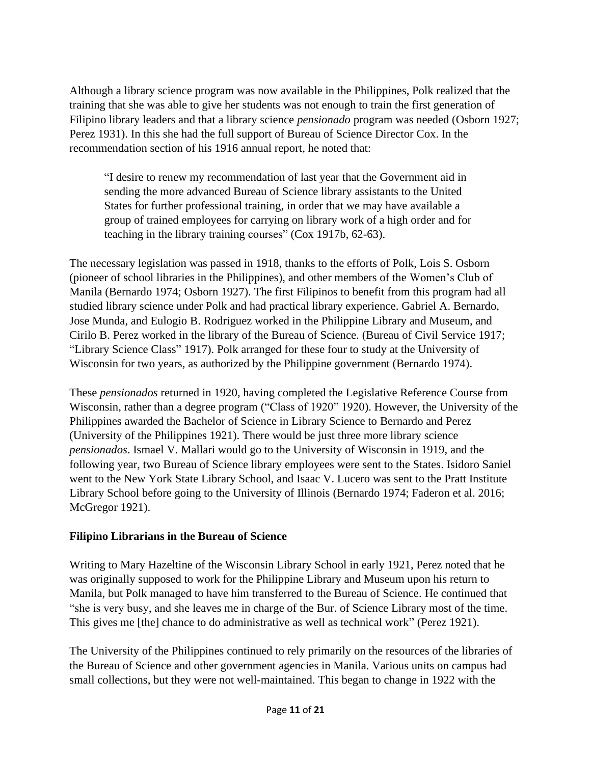Although a library science program was now available in the Philippines, Polk realized that the training that she was able to give her students was not enough to train the first generation of Filipino library leaders and that a library science *pensionado* program was needed (Osborn 1927; Perez 1931). In this she had the full support of Bureau of Science Director Cox. In the recommendation section of his 1916 annual report, he noted that:

> "I desire to renew my recommendation of last year that the Government aid in sending the more advanced Bureau of Science library assistants to the United States for further professional training, in order that we may have available a group of trained employees for carrying on library work of a high order and for teaching in the library training courses" (Cox 1917b, 62-63).

The necessary legislation was passed in 1918, thanks to the efforts of Polk, Lois S. Osborn (pioneer of school libraries in the Philippines), and other members of the Women's Club of Manila (Bernardo 1974; Osborn 1927). The first Filipinos to benefit from this program had all studied library science under Polk and had practical library experience. Gabriel A. Bernardo, Jose Munda, and Eulogio B. Rodriguez worked in the Philippine Library and Museum, and Cirilo B. Perez worked in the library of the Bureau of Science. (Bureau of Civil Service 1917; "Library Science Class" 1917). Polk arranged for these four to study at the University of Wisconsin for two years, as authorized by the Philippine government (Bernardo 1974).

These *pensionados* returned in 1920, having completed the Legislative Reference Course from Wisconsin, rather than a degree program ("Class of 1920" 1920). However, the University of the Philippines awarded the Bachelor of Science in Library Science to Bernardo and Perez (University of the Philippines 1921). There would be just three more library science *pensionados*. Ismael V. Mallari would go to the University of Wisconsin in 1919, and the following year, two Bureau of Science library employees were sent to the States. Isidoro Saniel went to the New York State Library School, and Isaac V. Lucero was sent to the Pratt Institute Library School before going to the University of Illinois (Bernardo 1974; Faderon et al. 2016; McGregor 1921).

## Filipino Librarians in the Bureau of Science

Writing to Mary Hazeltine of the Wisconsin Library School in early 1921, Perez noted that he was originally supposed to work for the Philippine Library and Museum upon his return to Manila, but Polk managed to have him transferred to the Bureau of Science. He continued that "she is very busy, and she leaves me in charge of the Bur. of Science Library most of the time. This gives me [the] chance to do administrative as well as technical work" (Perez 1921).

The University of the Philippines continued to rely primarily on the resources of the libraries of the Bureau of Science and other government agencies in Manila. Various units on campus had small collections, but they were not well-maintained. This began to change in 1922 with the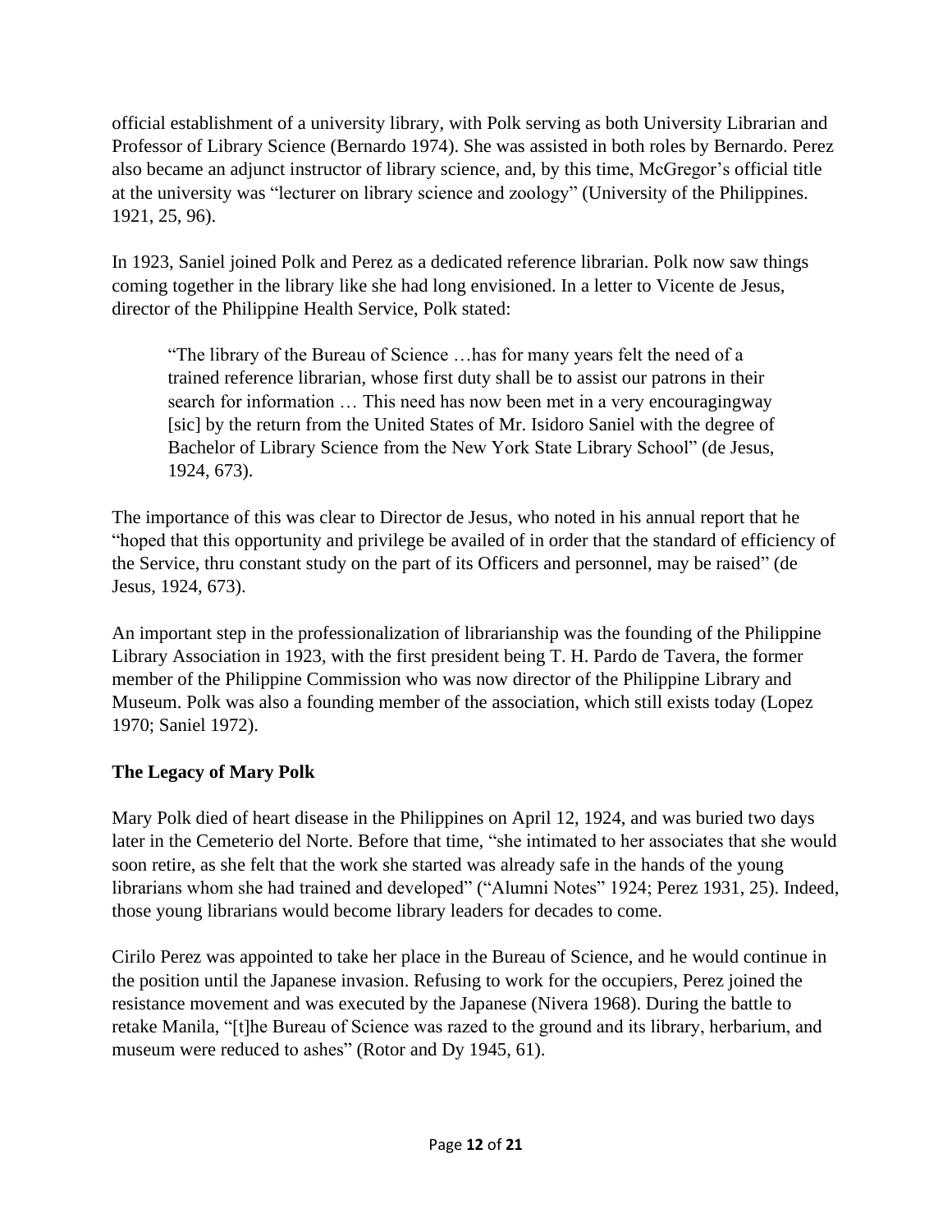official establishment of a university library, with Polk serving as both University Librarian and Professor of Library Science (Bernardo 1974). She was assisted in both roles by Bernardo. Perez also became an adjunct instructor of library science, and, by this time, McGregor's official title at the university was "lecturer on library science and zoology" (University of the Philippines. 1921, 25, 96).

In 1923, Saniel joined Polk and Perez as a dedicated reference librarian. Polk now saw things coming together in the library like she had long envisioned. In a letter to Vicente de Jesus, director of the Philippine Health Service, Polk stated:

> "The library of the Bureau of Science …has for many years felt the need of a trained reference librarian, whose first duty shall be to assist our patrons in their search for information … This need has now been met in a very encouragingway [sic] by the return from the United States of Mr. Isidoro Saniel with the degree of Bachelor of Library Science from the New York State Library School" (de Jesus, 1924, 673).

The importance of this was clear to Director de Jesus, who noted in his annual report that he "hoped that this opportunity and privilege be availed of in order that the standard of efficiency of the Service, thru constant study on the part of its Officers and personnel, may be raised" (de Jesus, 1924, 673).

An important step in the professionalization of librarianship was the founding of the Philippine Library Association in 1923, with the first president being T. H. Pardo de Tavera, the former member of the Philippine Commission who was now director of the Philippine Library and Museum. Polk was also a founding member of the association, which still exists today (Lopez 1970; Saniel 1972).

## The Legacy of Mary Polk

Mary Polk died of heart disease in the Philippines on April 12, 1924, and was buried two days later in the Cemeterio del Norte. Before that time, "she intimated to her associates that she would soon retire, as she felt that the work she started was already safe in the hands of the young librarians whom she had trained and developed" ("Alumni Notes" 1924; Perez 1931, 25). Indeed, those young librarians would become library leaders for decades to come.

Cirilo Perez was appointed to take her place in the Bureau of Science, and he would continue in the position until the Japanese invasion. Refusing to work for the occupiers, Perez joined the resistance movement and was executed by the Japanese (Nivera 1968). During the battle to retake Manila, "[t]he Bureau of Science was razed to the ground and its library, herbarium, and museum were reduced to ashes" (Rotor and Dy 1945, 61).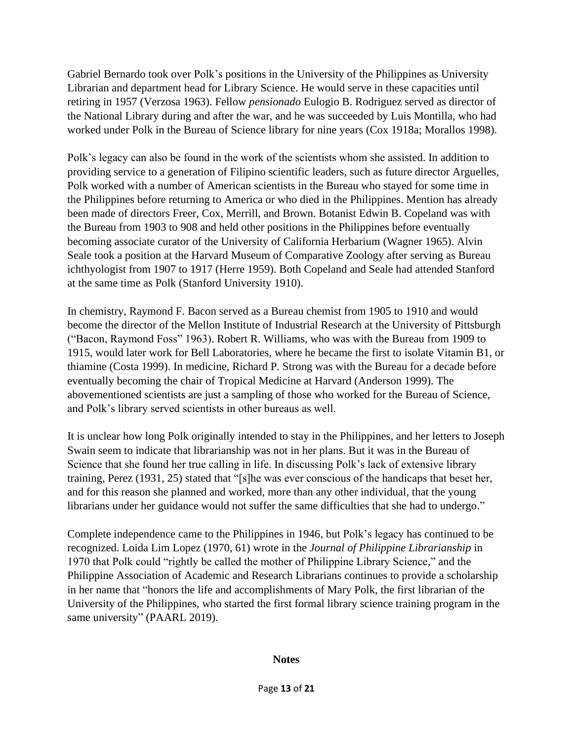Gabriel Bernardo took over Polk's positions in the University of the Philippines as University Librarian and department head for Library Science. He would serve in these capacities until retiring in 1957 (Verzosa 1963). Fellow *pensionado* Eulogio B. Rodriguez served as director of the National Library during and after the war, and he was succeeded by Luis Montilla, who had worked under Polk in the Bureau of Science library for nine years (Cox 1918a; Morallos 1998).

Polk's legacy can also be found in the work of the scientists whom she assisted. In addition to providing service to a generation of Filipino scientific leaders, such as future director Arguelles, Polk worked with a number of American scientists in the Bureau who stayed for some time in the Philippines before returning to America or who died in the Philippines. Mention has already been made of directors Freer, Cox, Merrill, and Brown. Botanist Edwin B. Copeland was with the Bureau from 1903 to 908 and held other positions in the Philippines before eventually becoming associate curator of the University of California Herbarium (Wagner 1965). Alvin Seale took a position at the Harvard Museum of Comparative Zoology after serving as Bureau ichthyologist from 1907 to 1917 (Herre 1959). Both Copeland and Seale had attended Stanford at the same time as Polk (Stanford University 1910).

In chemistry, Raymond F. Bacon served as a Bureau chemist from 1905 to 1910 and would become the director of the Mellon Institute of Industrial Research at the University of Pittsburgh ("Bacon, Raymond Foss" 1963). Robert R. Williams, who was with the Bureau from 1909 to 1915, would later work for Bell Laboratories, where he became the first to isolate Vitamin B1, or thiamine (Costa 1999). In medicine, Richard P. Strong was with the Bureau for a decade before eventually becoming the chair of Tropical Medicine at Harvard (Anderson 1999). The abovementioned scientists are just a sampling of those who worked for the Bureau of Science, and Polk's library served scientists in other bureaus as well.

It is unclear how long Polk originally intended to stay in the Philippines, and her letters to Joseph Swain seem to indicate that librarianship was not in her plans. But it was in the Bureau of Science that she found her true calling in life. In discussing Polk's lack of extensive library training, Perez (1931, 25) stated that "[s]he was ever conscious of the handicaps that beset her, and for this reason she planned and worked, more than any other individual, that the young librarians under her guidance would not suffer the same difficulties that she had to undergo."

Complete independence came to the Philippines in 1946, but Polk's legacy has continued to be recognized. Loida Lim Lopez (1970, 61) wrote in the *Journal of Philippine Librarianship* in 1970 that Polk could "rightly be called the mother of Philippine Library Science," and the Philippine Association of Academic and Research Librarians continues to provide a scholarship in her name that "honors the life and accomplishments of Mary Polk, the first librarian of the University of the Philippines, who started the first formal library science training program in the same university" (PAARL 2019).

## Notes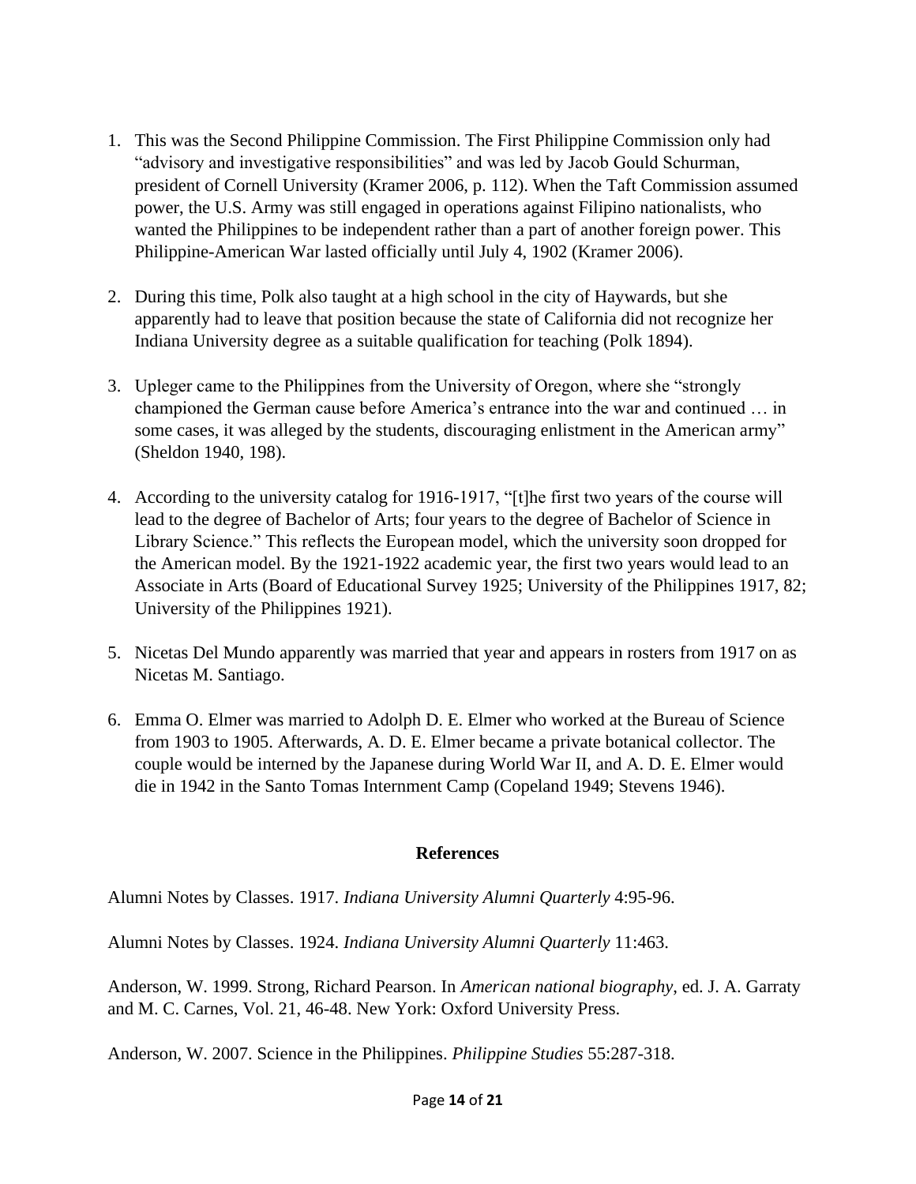1. This was the Second Philippine Commission. The First Philippine Commission only had "advisory and investigative responsibilities" and was led by Jacob Gould Schurman, president of Cornell University (Kramer 2006, p. 112). When the Taft Commission assumed power, the U.S. Army was still engaged in operations against Filipino nationalists, who wanted the Philippines to be independent rather than a part of another foreign power. This Philippine-American War lasted officially until July 4, 1902 (Kramer 2006).

2. During this time, Polk also taught at a high school in the city of Haywards, but she apparently had to leave that position because the state of California did not recognize her Indiana University degree as a suitable qualification for teaching (Polk 1894).

3. Upleger came to the Philippines from the University of Oregon, where she "strongly championed the German cause before America's entrance into the war and continued … in some cases, it was alleged by the students, discouraging enlistment in the American army" (Sheldon 1940, 198).

4. According to the university catalog for 1916-1917, "[t]he first two years of the course will lead to the degree of Bachelor of Arts; four years to the degree of Bachelor of Science in Library Science." This reflects the European model, which the university soon dropped for the American model. By the 1921-1922 academic year, the first two years would lead to an Associate in Arts (Board of Educational Survey 1925; University of the Philippines 1917, 82; University of the Philippines 1921).

5. Nicetas Del Mundo apparently was married that year and appears in rosters from 1917 on as Nicetas M. Santiago.

6. Emma O. Elmer was married to Adolph D. E. Elmer who worked at the Bureau of Science from 1903 to 1905. Afterwards, A. D. E. Elmer became a private botanical collector. The couple would be interned by the Japanese during World War II, and A. D. E. Elmer would die in 1942 in the Santo Tomas Internment Camp (Copeland 1949; Stevens 1946).

## References

Alumni Notes by Classes. 1917. *Indiana University Alumni Quarterly* 4:95-96.

Alumni Notes by Classes. 1924. *Indiana University Alumni Quarterly* 11:463.

Anderson, W. 1999. Strong, Richard Pearson. In *American national biography*, ed. J. A. Garraty and M. C. Carnes, Vol. 21, 46-48. New York: Oxford University Press.

Anderson, W. 2007. Science in the Philippines. *Philippine Studies* 55:287-318.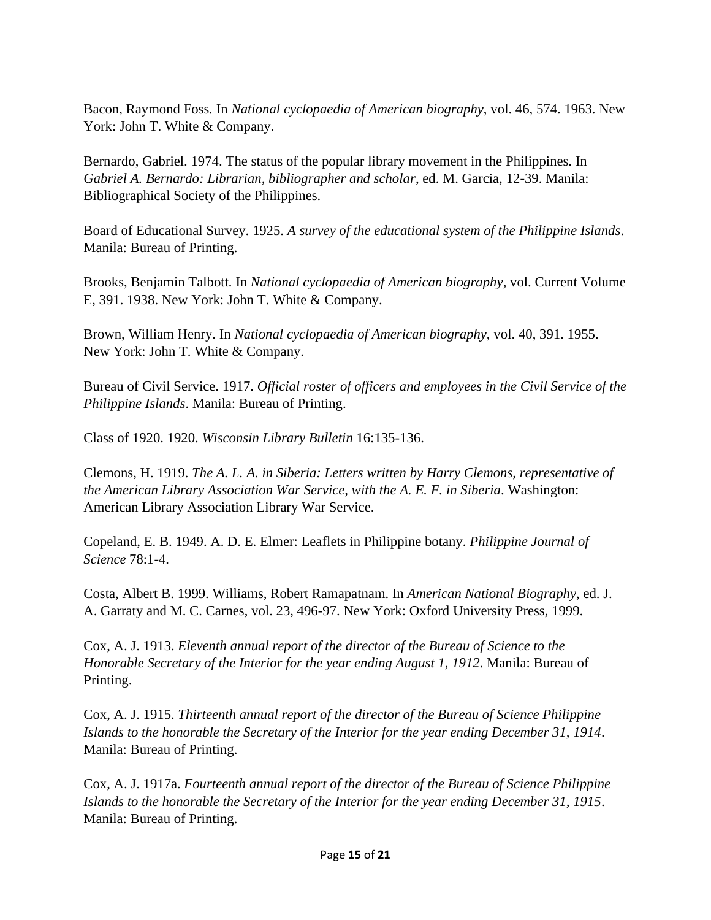Bacon, Raymond Foss. In *National cyclopaedia of American biography*, vol. 46, 574. 1963. New York: John T. White & Company.

Bernardo, Gabriel. 1974. The status of the popular library movement in the Philippines. In *Gabriel A. Bernardo: Librarian, bibliographer and scholar*, ed. M. Garcia, 12-39. Manila: Bibliographical Society of the Philippines.

Board of Educational Survey. 1925. *A survey of the educational system of the Philippine Islands*. Manila: Bureau of Printing.

Brooks, Benjamin Talbott. In *National cyclopaedia of American biography*, vol. Current Volume E, 391. 1938. New York: John T. White & Company.

Brown, William Henry. In *National cyclopaedia of American biography*, vol. 40, 391. 1955. New York: John T. White & Company.

Bureau of Civil Service. 1917. *Official roster of officers and employees in the Civil Service of the Philippine Islands*. Manila: Bureau of Printing.

Class of 1920. 1920. *Wisconsin Library Bulletin* 16:135-136.

Clemons, H. 1919. *The A. L. A. in Siberia: Letters written by Harry Clemons, representative of the American Library Association War Service, with the A. E. F. in Siberia*. Washington: American Library Association Library War Service.

Copeland, E. B. 1949. A. D. E. Elmer: Leaflets in Philippine botany. *Philippine Journal of Science* 78:1-4.

Costa, Albert B. 1999. Williams, Robert Ramapatnam. In *American National Biography*, ed. J. A. Garraty and M. C. Carnes, vol. 23, 496-97. New York: Oxford University Press, 1999.

Cox, A. J. 1913. *Eleventh annual report of the director of the Bureau of Science to the Honorable Secretary of the Interior for the year ending August 1, 1912*. Manila: Bureau of Printing.

Cox, A. J. 1915. *Thirteenth annual report of the director of the Bureau of Science Philippine Islands to the honorable the Secretary of the Interior for the year ending December 31, 1914*. Manila: Bureau of Printing.

Cox, A. J. 1917a. *Fourteenth annual report of the director of the Bureau of Science Philippine Islands to the honorable the Secretary of the Interior for the year ending December 31, 1915*. Manila: Bureau of Printing.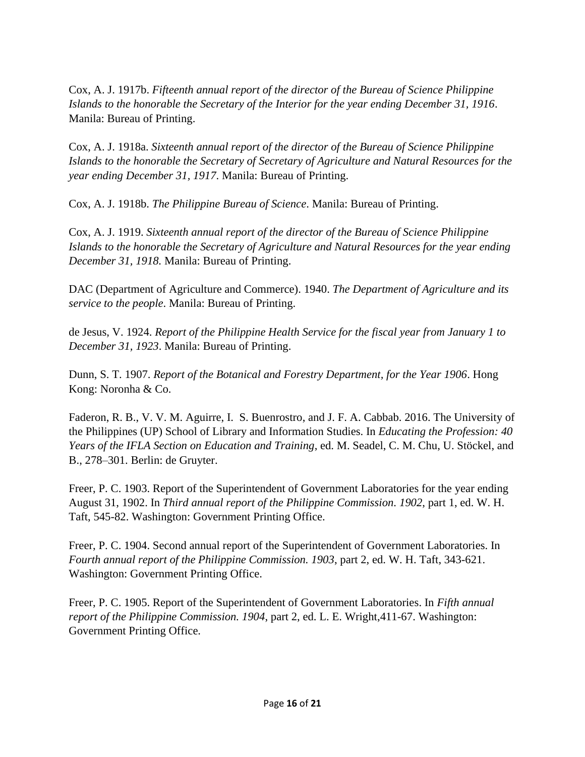Cox, A. J. 1917b. *Fifteenth annual report of the director of the Bureau of Science Philippine Islands to the honorable the Secretary of the Interior for the year ending December 31, 1916*. Manila: Bureau of Printing.

Cox, A. J. 1918a. *Sixteenth annual report of the director of the Bureau of Science Philippine Islands to the honorable the Secretary of Secretary of Agriculture and Natural Resources for the year ending December 31, 1917*. Manila: Bureau of Printing.

Cox, A. J. 1918b. *The Philippine Bureau of Science*. Manila: Bureau of Printing.

Cox, A. J. 1919. *Sixteenth annual report of the director of the Bureau of Science Philippine Islands to the honorable the Secretary of Agriculture and Natural Resources for the year ending December 31, 1918*. Manila: Bureau of Printing.

DAC (Department of Agriculture and Commerce). 1940. *The Department of Agriculture and its service to the people*. Manila: Bureau of Printing.

de Jesus, V. 1924. *Report of the Philippine Health Service for the fiscal year from January 1 to December 31, 1923*. Manila: Bureau of Printing.

Dunn, S. T. 1907. *Report of the Botanical and Forestry Department, for the Year 1906*. Hong Kong: Noronha & Co.

Faderon, R. B., V. V. M. Aguirre, I. S. Buenrostro, and J. F. A. Cabbab. 2016. The University of the Philippines (UP) School of Library and Information Studies. In *Educating the Profession: 40 Years of the IFLA Section on Education and Training*, ed. M. Seadel, C. M. Chu, U. Stöckel, and B., 278–301. Berlin: de Gruyter.

Freer, P. C. 1903. Report of the Superintendent of Government Laboratories for the year ending August 31, 1902. In *Third annual report of the Philippine Commission. 1902*, part 1, ed. W. H. Taft, 545-82. Washington: Government Printing Office.

Freer, P. C. 1904. Second annual report of the Superintendent of Government Laboratories. In *Fourth annual report of the Philippine Commission. 1903*, part 2, ed. W. H. Taft, 343-621. Washington: Government Printing Office.

Freer, P. C. 1905. Report of the Superintendent of Government Laboratories. In *Fifth annual report of the Philippine Commission. 1904*, part 2, ed. L. E. Wright,411-67. Washington: Government Printing Office.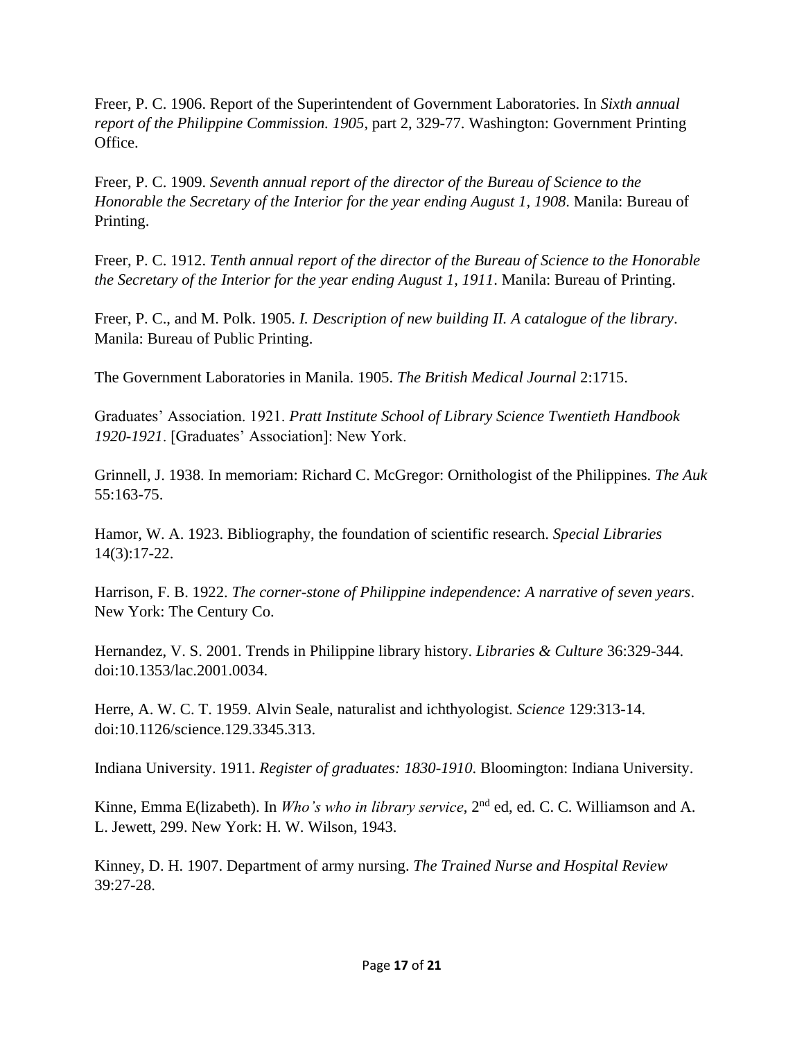Freer, P. C. 1906. Report of the Superintendent of Government Laboratories. In *Sixth annual report of the Philippine Commission. 1905*, part 2, 329-77. Washington: Government Printing Office.

Freer, P. C. 1909. *Seventh annual report of the director of the Bureau of Science to the Honorable the Secretary of the Interior for the year ending August 1, 1908*. Manila: Bureau of Printing.

Freer, P. C. 1912. *Tenth annual report of the director of the Bureau of Science to the Honorable the Secretary of the Interior for the year ending August 1, 1911*. Manila: Bureau of Printing.

Freer, P. C., and M. Polk. 1905. *I. Description of new building II. A catalogue of the library*. Manila: Bureau of Public Printing.

The Government Laboratories in Manila. 1905. *The British Medical Journal* 2:1715.

Graduates' Association. 1921. *Pratt Institute School of Library Science Twentieth Handbook 1920-1921*. [Graduates' Association]: New York.

Grinnell, J. 1938. In memoriam: Richard C. McGregor: Ornithologist of the Philippines. *The Auk* 55:163-75.

Hamor, W. A. 1923. Bibliography, the foundation of scientific research. *Special Libraries* 14(3):17-22.

Harrison, F. B. 1922. *The corner-stone of Philippine independence: A narrative of seven years*. New York: The Century Co.

Hernandez, V. S. 2001. Trends in Philippine library history. *Libraries & Culture* 36:329-344. doi:10.1353/lac.2001.0034.

Herre, A. W. C. T. 1959. Alvin Seale, naturalist and ichthyologist. *Science* 129:313-14. doi:10.1126/science.129.3345.313.

Indiana University. 1911. *Register of graduates: 1830-1910*. Bloomington: Indiana University.

Kinne, Emma E(lizabeth). In *Who's who in library service*, 2nd ed, ed. C. C. Williamson and A. L. Jewett, 299. New York: H. W. Wilson, 1943.

Kinney, D. H. 1907. Department of army nursing. *The Trained Nurse and Hospital Review* 39:27-28.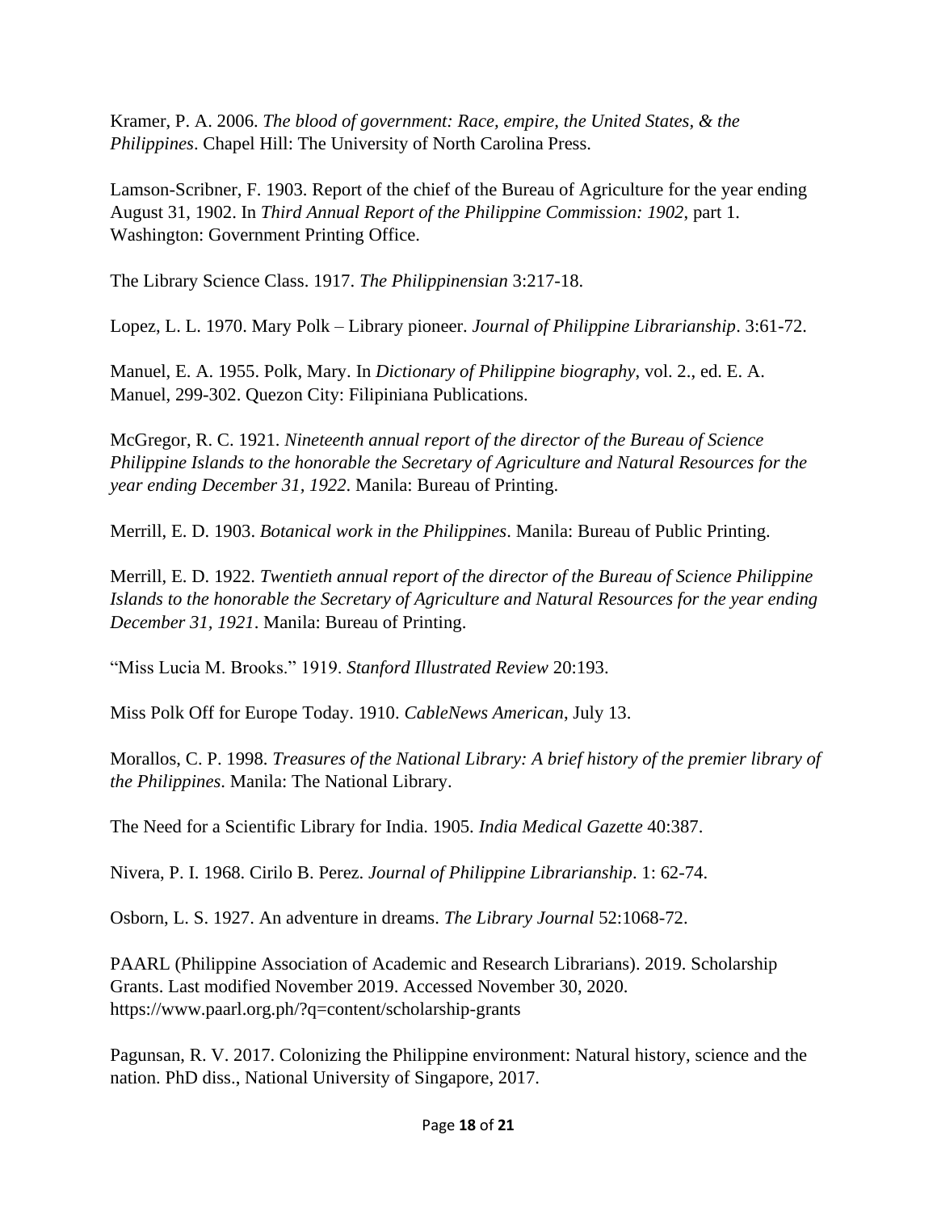Kramer, P. A. 2006. *The blood of government: Race, empire, the United States, & the Philippines*. Chapel Hill: The University of North Carolina Press.

Lamson-Scribner, F. 1903. Report of the chief of the Bureau of Agriculture for the year ending August 31, 1902. In *Third Annual Report of the Philippine Commission: 1902*, part 1. Washington: Government Printing Office.

The Library Science Class. 1917. *The Philippinensian* 3:217-18.

Lopez, L. L. 1970. Mary Polk – Library pioneer. *Journal of Philippine Librarianship*. 3:61-72.

Manuel, E. A. 1955. Polk, Mary. In *Dictionary of Philippine biography*, vol. 2., ed. E. A. Manuel, 299-302. Quezon City: Filipiniana Publications.

McGregor, R. C. 1921. *Nineteenth annual report of the director of the Bureau of Science Philippine Islands to the honorable the Secretary of Agriculture and Natural Resources for the year ending December 31, 1922*. Manila: Bureau of Printing.

Merrill, E. D. 1903. *Botanical work in the Philippines*. Manila: Bureau of Public Printing.

Merrill, E. D. 1922. *Twentieth annual report of the director of the Bureau of Science Philippine Islands to the honorable the Secretary of Agriculture and Natural Resources for the year ending December 31, 1921*. Manila: Bureau of Printing.

"Miss Lucia M. Brooks." 1919. *Stanford Illustrated Review* 20:193.

Miss Polk Off for Europe Today. 1910. *CableNews American*, July 13.

Morallos, C. P. 1998. *Treasures of the National Library: A brief history of the premier library of the Philippines*. Manila: The National Library.

The Need for a Scientific Library for India. 1905. *India Medical Gazette* 40:387.

Nivera, P. I. 1968. Cirilo B. Perez. *Journal of Philippine Librarianship*. 1: 62-74.

Osborn, L. S. 1927. An adventure in dreams. *The Library Journal* 52:1068-72.

PAARL (Philippine Association of Academic and Research Librarians). 2019. Scholarship Grants. Last modified November 2019. Accessed November 30, 2020. https://www.paarl.org.ph/?q=content/scholarship-grants

Pagunsan, R. V. 2017. Colonizing the Philippine environment: Natural history, science and the nation. PhD diss., National University of Singapore, 2017.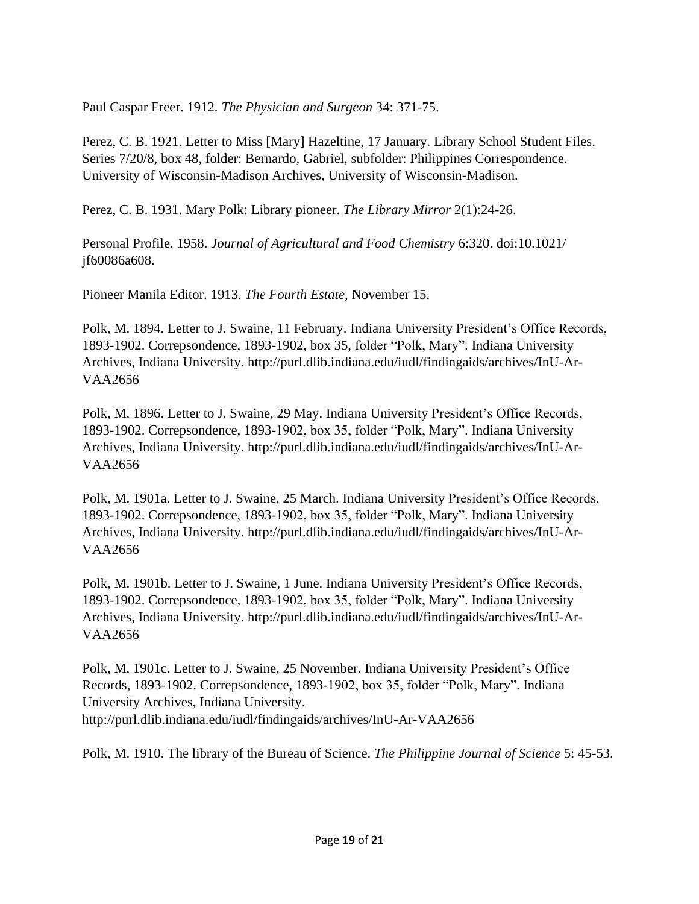Paul Caspar Freer. 1912. *The Physician and Surgeon* 34: 371-75.

Perez, C. B. 1921. Letter to Miss [Mary] Hazeltine, 17 January. Library School Student Files. Series 7/20/8, box 48, folder: Bernardo, Gabriel, subfolder: Philippines Correspondence. University of Wisconsin-Madison Archives, University of Wisconsin-Madison.

Perez, C. B. 1931. Mary Polk: Library pioneer. *The Library Mirror* 2(1):24-26.

Personal Profile. 1958. *Journal of Agricultural and Food Chemistry* 6:320. doi:10.1021/jf60086a608.

Pioneer Manila Editor. 1913. *The Fourth Estate*, November 15.

Polk, M. 1894. Letter to J. Swaine, 11 February. Indiana University President's Office Records, 1893-1902. Correpsondence, 1893-1902, box 35, folder "Polk, Mary". Indiana University Archives, Indiana University. http://purl.dlib.indiana.edu/iudl/findingaids/archives/InU-Ar-VAA2656

Polk, M. 1896. Letter to J. Swaine, 29 May. Indiana University President's Office Records, 1893-1902. Correpsondence, 1893-1902, box 35, folder "Polk, Mary". Indiana University Archives, Indiana University. http://purl.dlib.indiana.edu/iudl/findingaids/archives/InU-Ar-VAA2656

Polk, M. 1901a. Letter to J. Swaine, 25 March. Indiana University President's Office Records, 1893-1902. Correpsondence, 1893-1902, box 35, folder "Polk, Mary". Indiana University Archives, Indiana University. http://purl.dlib.indiana.edu/iudl/findingaids/archives/InU-Ar-VAA2656

Polk, M. 1901b. Letter to J. Swaine, 1 June. Indiana University President's Office Records, 1893-1902. Correpsondence, 1893-1902, box 35, folder "Polk, Mary". Indiana University Archives, Indiana University. http://purl.dlib.indiana.edu/iudl/findingaids/archives/InU-Ar-VAA2656

Polk, M. 1901c. Letter to J. Swaine, 25 November. Indiana University President's Office Records, 1893-1902. Correpsondence, 1893-1902, box 35, folder "Polk, Mary". Indiana University Archives, Indiana University. http://purl.dlib.indiana.edu/iudl/findingaids/archives/InU-Ar-VAA2656

Polk, M. 1910. The library of the Bureau of Science. *The Philippine Journal of Science* 5: 45-53.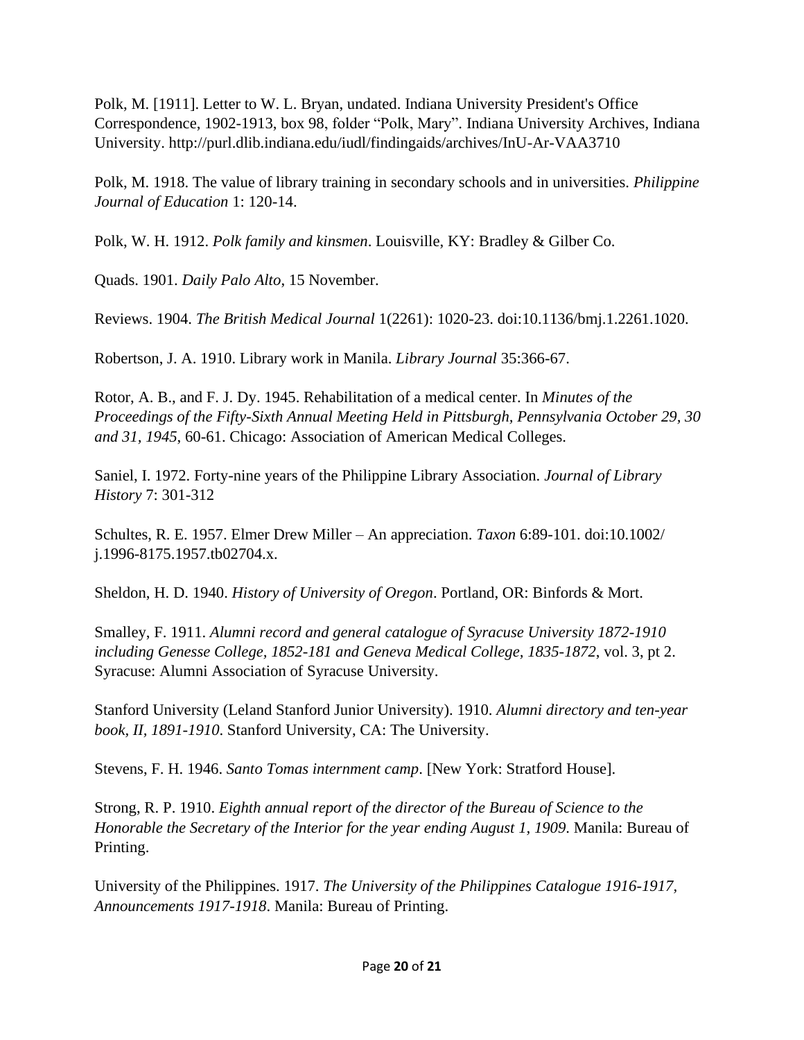Polk, M. [1911]. Letter to W. L. Bryan, undated. Indiana University President's Office Correspondence, 1902-1913, box 98, folder “Polk, Mary”. Indiana University Archives, Indiana University. http://purl.dlib.indiana.edu/iudl/findingaids/archives/InU-Ar-VAA3710

Polk, M. 1918. The value of library training in secondary schools and in universities. *Philippine Journal of Education* 1: 120-14.

Polk, W. H. 1912. *Polk family and kinsmen*. Louisville, KY: Bradley & Gilber Co.

Quads. 1901. *Daily Palo Alto*, 15 November.

Reviews. 1904. *The British Medical Journal* 1(2261): 1020-23. doi:10.1136/bmj.1.2261.1020.

Robertson, J. A. 1910. Library work in Manila. *Library Journal* 35:366-67.

Rotor, A. B., and F. J. Dy. 1945. Rehabilitation of a medical center. In *Minutes of the Proceedings of the Fifty-Sixth Annual Meeting Held in Pittsburgh, Pennsylvania October 29, 30 and 31, 1945*, 60-61. Chicago: Association of American Medical Colleges.

Saniel, I. 1972. Forty-nine years of the Philippine Library Association. *Journal of Library History* 7: 301-312

Schultes, R. E. 1957. Elmer Drew Miller – An appreciation. *Taxon* 6:89-101. doi:10.1002/ j.1996-8175.1957.tb02704.x.

Sheldon, H. D. 1940. *History of University of Oregon*. Portland, OR: Binfords & Mort.

Smalley, F. 1911. *Alumni record and general catalogue of Syracuse University 1872-1910 including Genesse College, 1852-181 and Geneva Medical College, 1835-1872*, vol. 3, pt 2. Syracuse: Alumni Association of Syracuse University.

Stanford University (Leland Stanford Junior University). 1910. *Alumni directory and ten-year book, II, 1891-1910*. Stanford University, CA: The University.

Stevens, F. H. 1946. *Santo Tomas internment camp*. [New York: Stratford House].

Strong, R. P. 1910. *Eighth annual report of the director of the Bureau of Science to the Honorable the Secretary of the Interior for the year ending August 1, 1909*. Manila: Bureau of Printing.

University of the Philippines. 1917. *The University of the Philippines Catalogue 1916-1917, Announcements 1917-1918*. Manila: Bureau of Printing.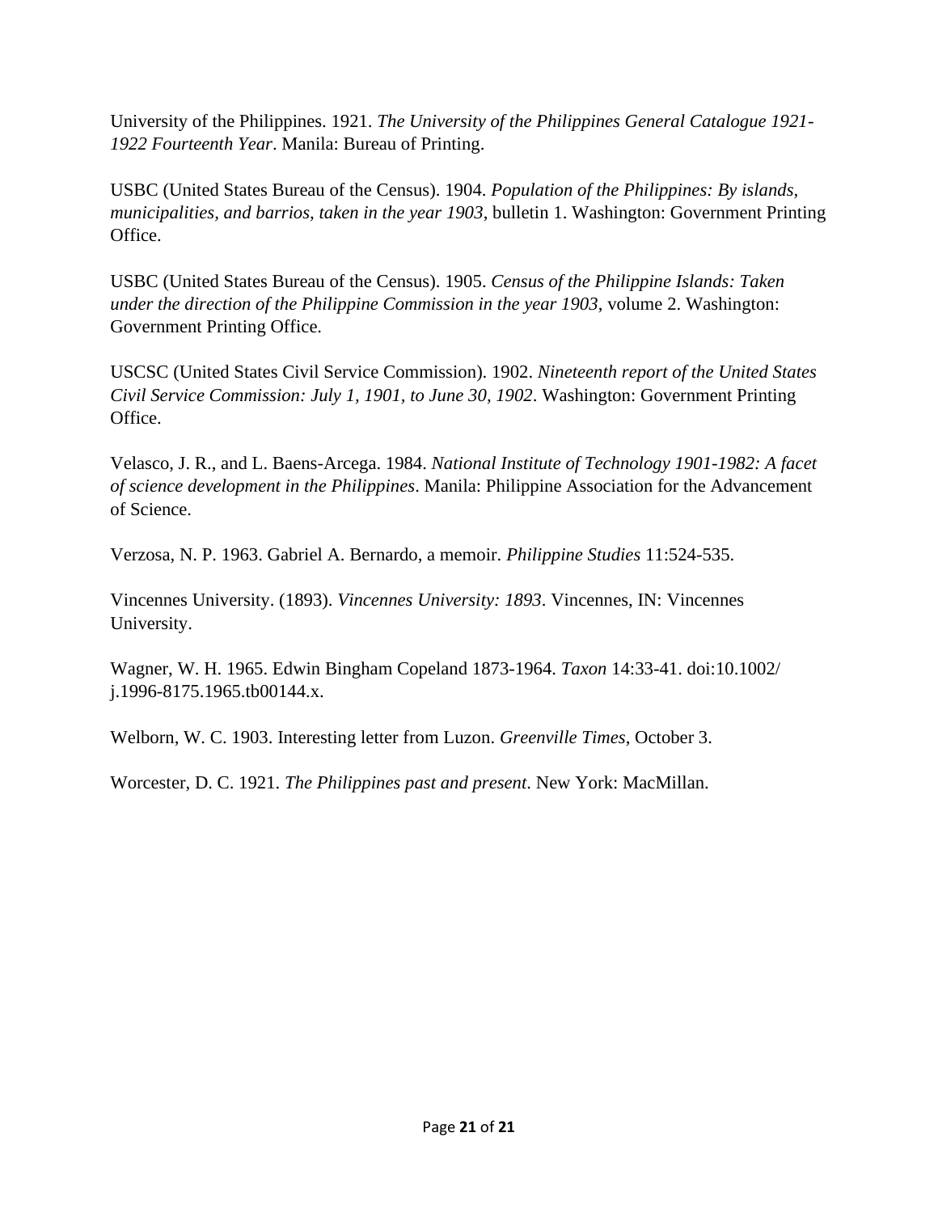University of the Philippines. 1921. *The University of the Philippines General Catalogue 1921-1922 Fourteenth Year*. Manila: Bureau of Printing.

USBC (United States Bureau of the Census). 1904. *Population of the Philippines: By islands, municipalities, and barrios, taken in the year 1903*, bulletin 1. Washington: Government Printing Office.

USBC (United States Bureau of the Census). 1905. *Census of the Philippine Islands: Taken under the direction of the Philippine Commission in the year 1903*, volume 2. Washington: Government Printing Office.

USCSC (United States Civil Service Commission). 1902. *Nineteenth report of the United States Civil Service Commission: July 1, 1901, to June 30, 1902*. Washington: Government Printing Office.

Velasco, J. R., and L. Baens-Arcega. 1984. *National Institute of Technology 1901-1982: A facet of science development in the Philippines*. Manila: Philippine Association for the Advancement of Science.

Verzosa, N. P. 1963. Gabriel A. Bernardo, a memoir. *Philippine Studies* 11:524-535.

Vincennes University. (1893). *Vincennes University: 1893*. Vincennes, IN: Vincennes University.

Wagner, W. H. 1965. Edwin Bingham Copeland 1873-1964. *Taxon* 14:33-41. doi:10.1002/j.1996-8175.1965.tb00144.x.

Welborn, W. C. 1903. Interesting letter from Luzon. *Greenville Times*, October 3.

Worcester, D. C. 1921. *The Philippines past and present*. New York: MacMillan.